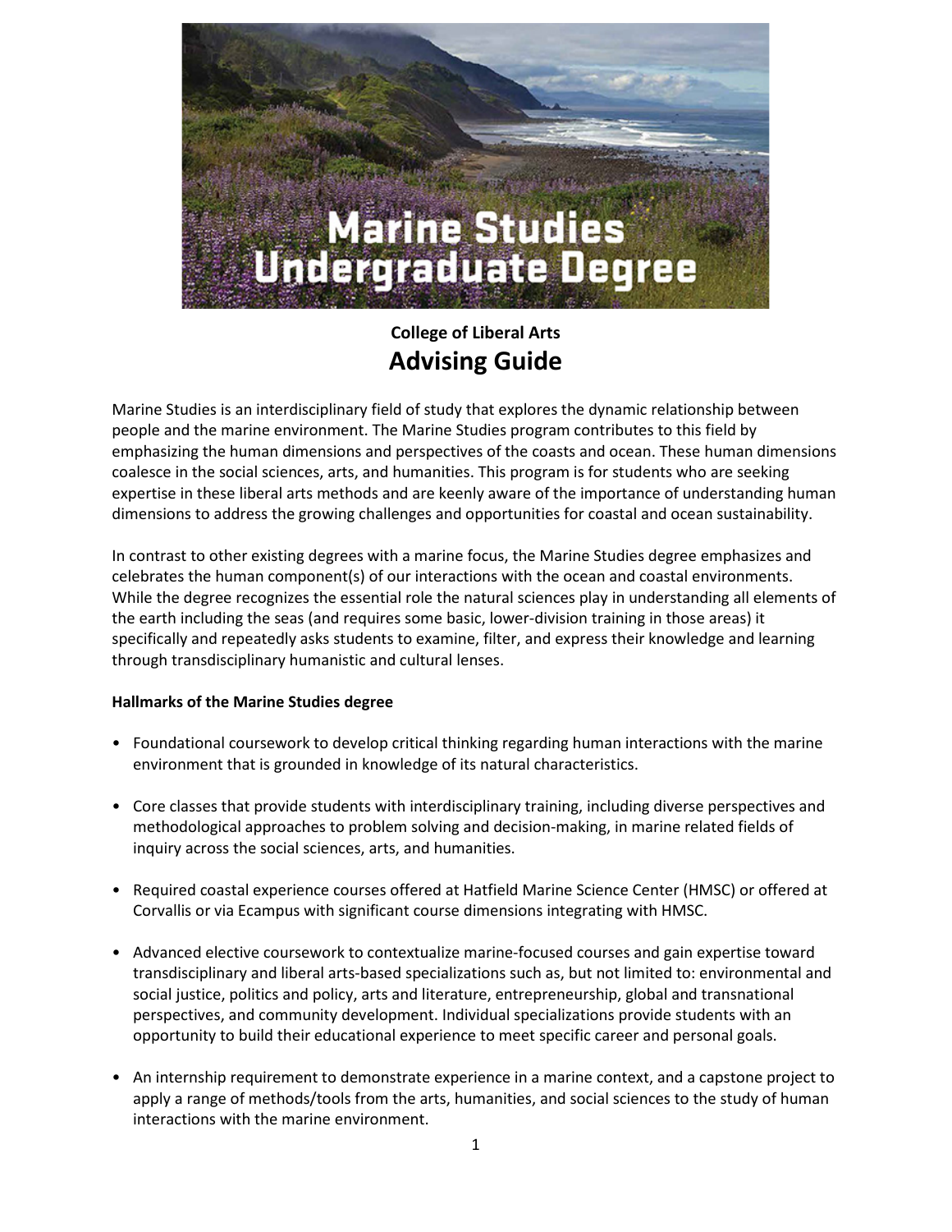# Marine Studies Undergraduate Degree

**College of Liberal Arts**

## Advising Guide

Marine Studies is an interdisciplinary field of study that explores the dynamic relationship between people and the marine environment. The Marine Studies program contributes to this field by emphasizing the human dimensions and perspectives of the coasts and ocean. These human dimensions coalesce in the social sciences, arts, and humanities. This program is for students who are seeking expertise in these liberal arts methods and are keenly aware of the importance of understanding human dimensions to address the growing challenges and opportunities for coastal and ocean sustainability.

In contrast to other existing degrees with a marine focus, the Marine Studies degree emphasizes and celebrates the human component(s) of our interactions with the ocean and coastal environments. While the degree recognizes the essential role the natural sciences play in understanding all elements of the earth including the seas (and requires some basic, lower-division training in those areas) it specifically and repeatedly asks students to examine, filter, and express their knowledge and learning through transdisciplinary humanistic and cultural lenses.

**Hallmarks of the Marine Studies degree**

- Foundational coursework to develop critical thinking regarding human interactions with the marine environment that is grounded in knowledge of its natural characteristics.

- Core classes that provide students with interdisciplinary training, including diverse perspectives and methodological approaches to problem solving and decision-making, in marine related fields of inquiry across the social sciences, arts, and humanities.

- Required coastal experience courses offered at Hatfield Marine Science Center (HMSC) or offered at Corvallis or via Ecampus with significant course dimensions integrating with HMSC.

- Advanced elective coursework to contextualize marine-focused courses and gain expertise toward transdisciplinary and liberal arts-based specializations such as, but not limited to: environmental and social justice, politics and policy, arts and literature, entrepreneurship, global and transnational perspectives, and community development. Individual specializations provide students with an opportunity to build their educational experience to meet specific career and personal goals.

- An internship requirement to demonstrate experience in a marine context, and a capstone project to apply a range of methods/tools from the arts, humanities, and social sciences to the study of human interactions with the marine environment.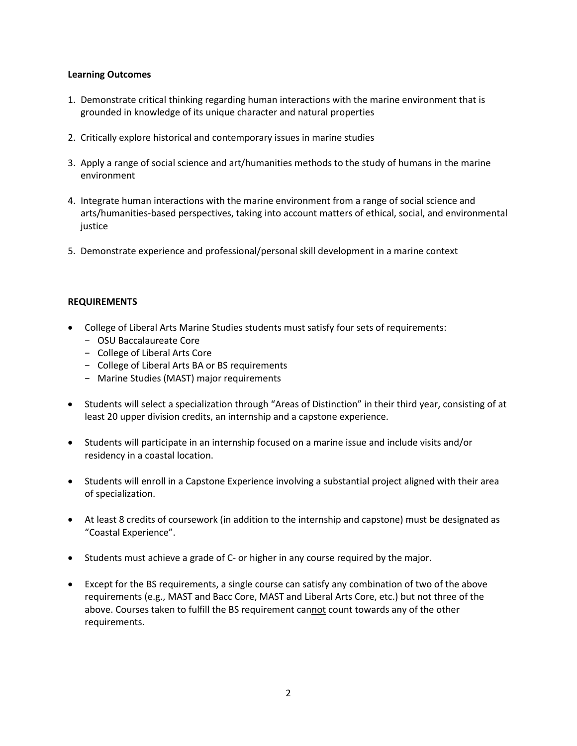**Learning Outcomes**

1. Demonstrate critical thinking regarding human interactions with the marine environment that is grounded in knowledge of its unique character and natural properties

2. Critically explore historical and contemporary issues in marine studies

3. Apply a range of social science and art/humanities methods to the study of humans in the marine environment

4. Integrate human interactions with the marine environment from a range of social science and arts/humanities-based perspectives, taking into account matters of ethical, social, and environmental justice

5. Demonstrate experience and professional/personal skill development in a marine context

**REQUIREMENTS**

- College of Liberal Arts Marine Studies students must satisfy four sets of requirements:
  - OSU Baccalaureate Core
  - College of Liberal Arts Core
  - College of Liberal Arts BA or BS requirements
  - Marine Studies (MAST) major requirements

- Students will select a specialization through "Areas of Distinction" in their third year, consisting of at least 20 upper division credits, an internship and a capstone experience.

- Students will participate in an internship focused on a marine issue and include visits and/or residency in a coastal location.

- Students will enroll in a Capstone Experience involving a substantial project aligned with their area of specialization.

- At least 8 credits of coursework (in addition to the internship and capstone) must be designated as "Coastal Experience".

- Students must achieve a grade of C- or higher in any course required by the major.

- Except for the BS requirements, a single course can satisfy any combination of two of the above requirements (e.g., MAST and Bacc Core, MAST and Liberal Arts Core, etc.) but not three of the above. Courses taken to fulfill the BS requirement can<u>not</u> count towards any of the other requirements.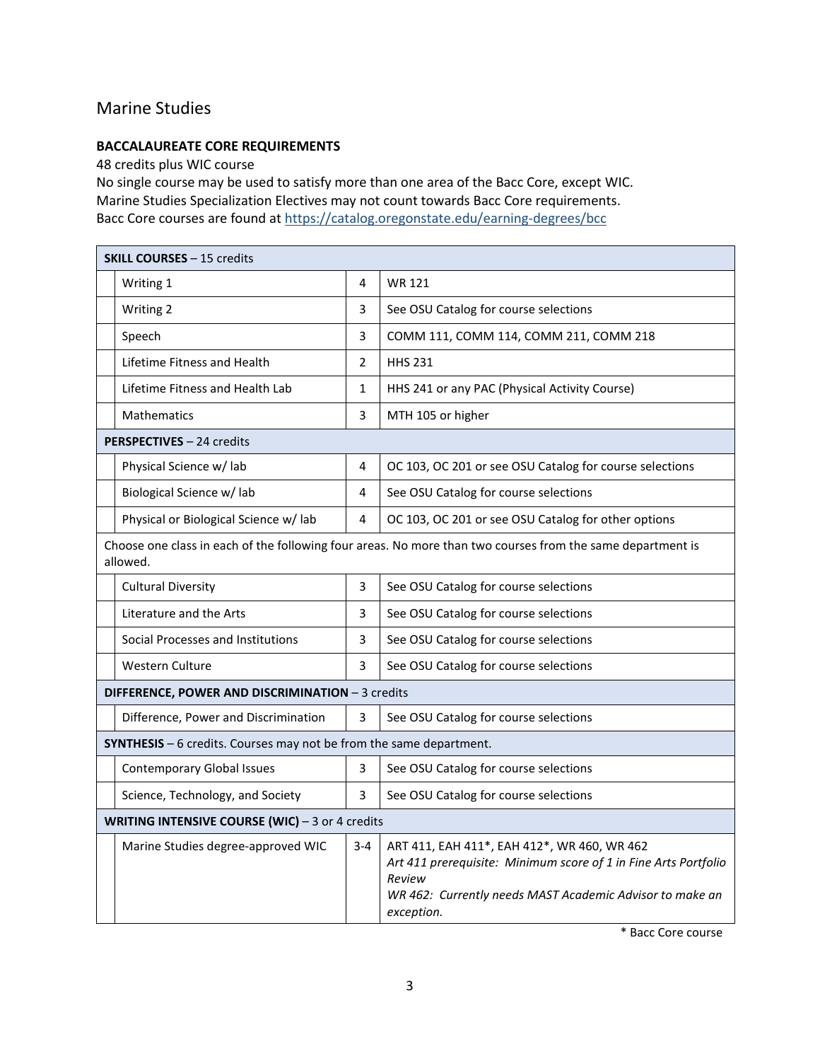## Marine Studies

**BACCALAUREATE CORE REQUIREMENTS**

48 credits plus WIC course
No single course may be used to satisfy more than one area of the Bacc Core, except WIC.
Marine Studies Specialization Electives may not count towards Bacc Core requirements.
Baccore courses are found at https://catalog.oregonstate.edu/earning-degrees/bcc

| | | | |
|---|---|---|---|
| **SKILL COURSES** – 15 credits | | | |
| | Writing 1 | 4 | WR 121 |
| | Writing 2 | 3 | See OSU Catalog for course selections |
| | Speech | 3 | COMM 111, COMM 114, COMM 211, COMM 218 |
| | Lifetime Fitness and Health | 2 | HHS 231 |
| | Lifetime Fitness and Health Lab | 1 | HHS 241 or any PAC (Physical Activity Course) |
| | Mathematics | 3 | MTH 105 or higher |
| **PERSPECTIVES** – 24 credits | | | |
| | Physical Science w/ lab | 4 | OC 103, OC 201 or see OSU Catalog for course selections |
| | Biological Science w/ lab | 4 | See OSU Catalog for course selections |
| | Physical or Biological Science w/ lab | 4 | OC 103, OC 201 or see OSU Catalog for other options |
| Choose one class in each of the following four areas. No more than two courses from the same department is allowed. | | | |
| | Cultural Diversity | 3 | See OSU Catalog for course selections |
| | Literature and the Arts | 3 | See OSU Catalog for course selections |
| | Social Processes and Institutions | 3 | See OSU Catalog for course selections |
| | Western Culture | 3 | See OSU Catalog for course selections |
| **DIFFERENCE, POWER AND DISCRIMINATION** – 3 credits | | | |
| | Difference, Power and Discrimination | 3 | See OSU Catalog for course selections |
| **SYNTHESIS** – 6 credits. Courses may not be from the same department. | | | |
| | Contemporary Global Issues | 3 | See OSU Catalog for course selections |
| | Science, Technology, and Society | 3 | See OSU Catalog for course selections |
| **WRITING INTENSIVE COURSE (WIC)** – 3 or 4 credits | | | |
| | Marine Studies degree-approved WIC | 3-4 | ART 411, EAH 411*, EAH 412*, WR 460, WR 462 *Art 411 prerequisite: Minimum score of 1 in Fine Arts Portfolio Review* *WR 462: Currently needs MAST Academic Advisor to make an exception.* |

\* Bacc Core course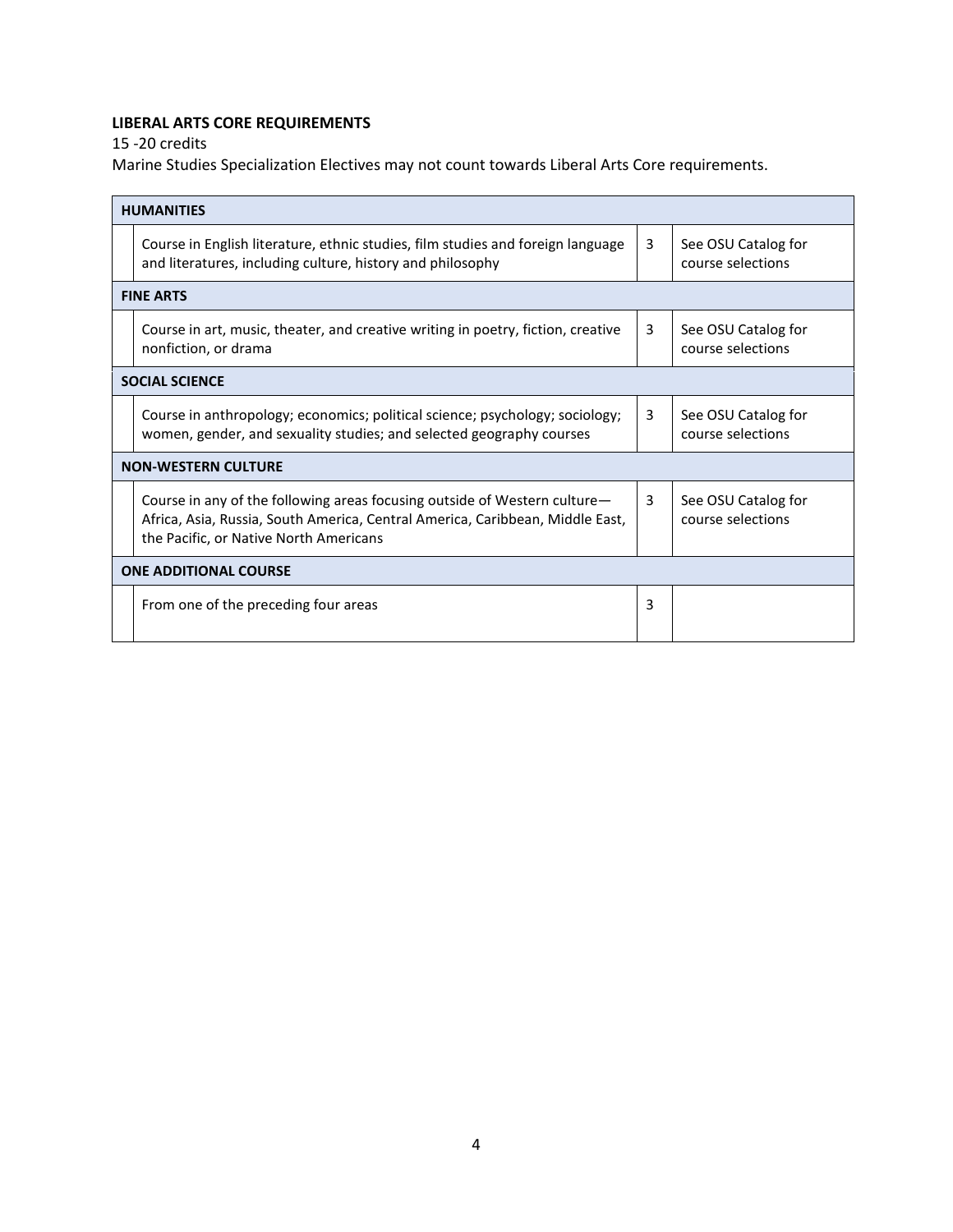**LIBERAL ARTS CORE REQUIREMENTS**

15 -20 credits

Marine Studies Specialization Electives may not count towards Liberal Arts Core requirements.

| | | | |
|---|---|---|---|
| **HUMANITIES** | | | |
| | Course in English literature, ethnic studies, film studies and foreign language and literatures, including culture, history and philosophy | 3 | See OSU Catalog for course selections |
| **FINE ARTS** | | | |
| | Course in art, music, theater, and creative writing in poetry, fiction, creative nonfiction, or drama | 3 | See OSU Catalog for course selections |
| **SOCIAL SCIENCE** | | | |
| | Course in anthropology; economics; political science; psychology; sociology; women, gender, and sexuality studies; and selected geography courses | 3 | See OSU Catalog for course selections |
| **NON-WESTERN CULTURE** | | | |
| | Course in any of the following areas focusing outside of Western culture—Africa, Asia, Russia, South America, Central America, Caribbean, Middle East, the Pacific, or Native North Americans | 3 | See OSU Catalog for course selections |
| **ONE ADDITIONAL COURSE** | | | |
| | From one of the preceding four areas | 3 | |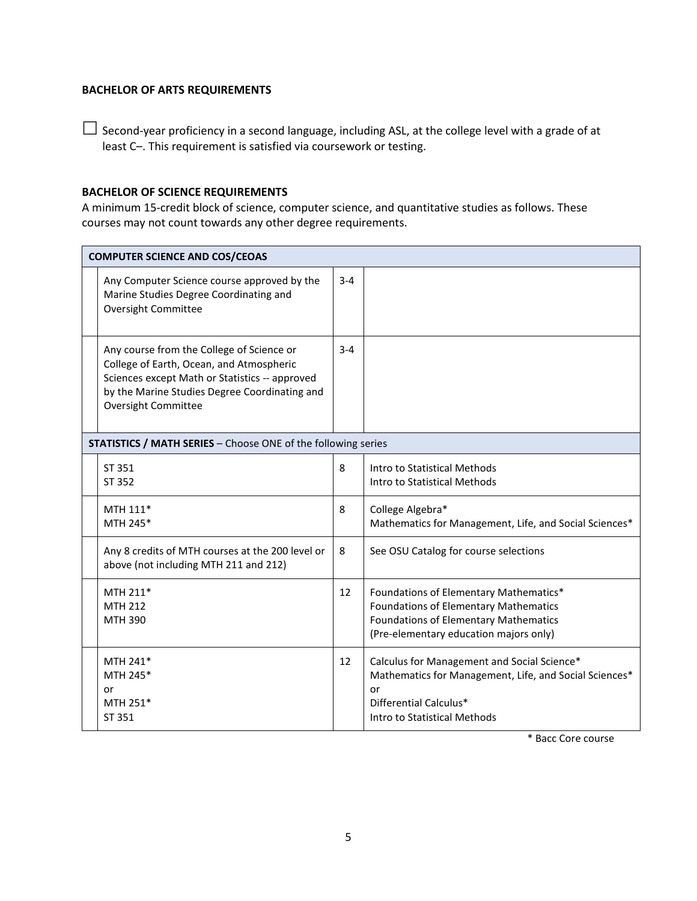### BACHELOR OF ARTS REQUIREMENTS

☐ Second-year proficiency in a second language, including ASL, at the college level with a grade of at least C–. This requirement is satisfied via coursework or testing.

### BACHELOR OF SCIENCE REQUIREMENTS

A minimum 15-credit block of science, computer science, and quantitative studies as follows. These courses may not count towards any other degree requirements.

| | | | |
|---|---|---|---|
| **COMPUTER SCIENCE AND COS/CEOAS** | | | |
| | Any Computer Science course approved by the Marine Studies Degree Coordinating and Oversight Committee | 3-4 | |
| | Any course from the College of Science or College of Earth, Ocean, and Atmospheric Sciences except Math or Statistics -- approved by the Marine Studies Degree Coordinating and Oversight Committee | 3-4 | |
| **STATISTICS / MATH SERIES** – Choose ONE of the following series | | | |
| | ST 351<br>ST 352 | 8 | Intro to Statistical Methods<br>Intro to Statistical Methods |
| | MTH 111*<br>MTH 245* | 8 | College Algebra*<br>Mathematics for Management, Life, and Social Sciences* |
| | Any 8 credits of MTH courses at the 200 level or above (not including MTH 211 and 212) | 8 | See OSU Catalog for course selections |
| | MTH 211*<br>MTH 212<br>MTH 390 | 12 | Foundations of Elementary Mathematics*<br>Foundations of Elementary Mathematics<br>Foundations of Elementary Mathematics<br>(Pre-elementary education majors only) |
| | MTH 241*<br>MTH 245*<br>or<br>MTH 251*<br>ST 351 | 12 | Calculus for Management and Social Science*<br>Mathematics for Management, Life, and Social Sciences*<br>or<br>Differential Calculus*<br>Intro to Statistical Methods |

* Bacc Core course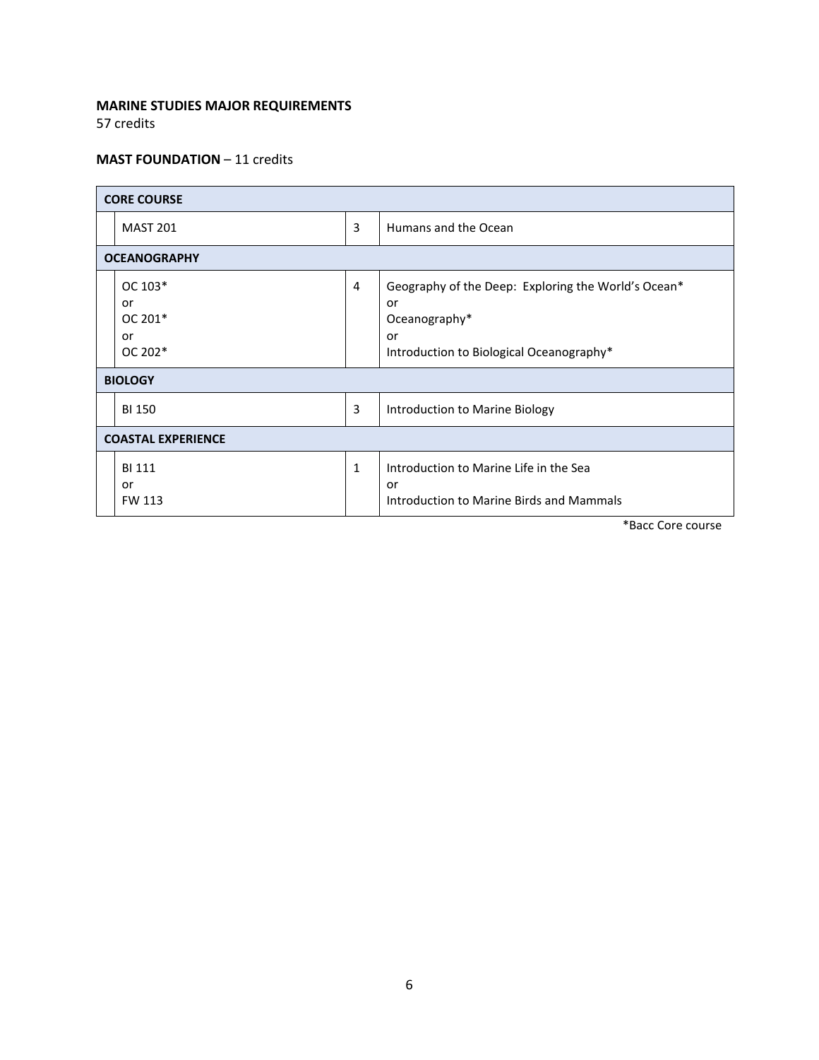**MARINE STUDIES MAJOR REQUIREMENTS**
57 credits

**MAST FOUNDATION** – 11 credits

| Course | Credits | Title |
|---|---|---|
| **CORE COURSE** | | |
| MAST 201 | 3 | Humans and the Ocean |
| **OCEANOGRAPHY** | | |
| OC 103* or OC 201* or OC 202* | 4 | Geography of the Deep: Exploring the World's Ocean* or Oceanography* or Introduction to Biological Oceanography* |
| **BIOLOGY** | | |
| BI 150 | 3 | Introduction to Marine Biology |
| **COASTAL EXPERIENCE** | | |
| BI 111 or FW 113 | 1 | Introduction to Marine Life in the Sea or Introduction to Marine Birds and Mammals |

*Bacc Core course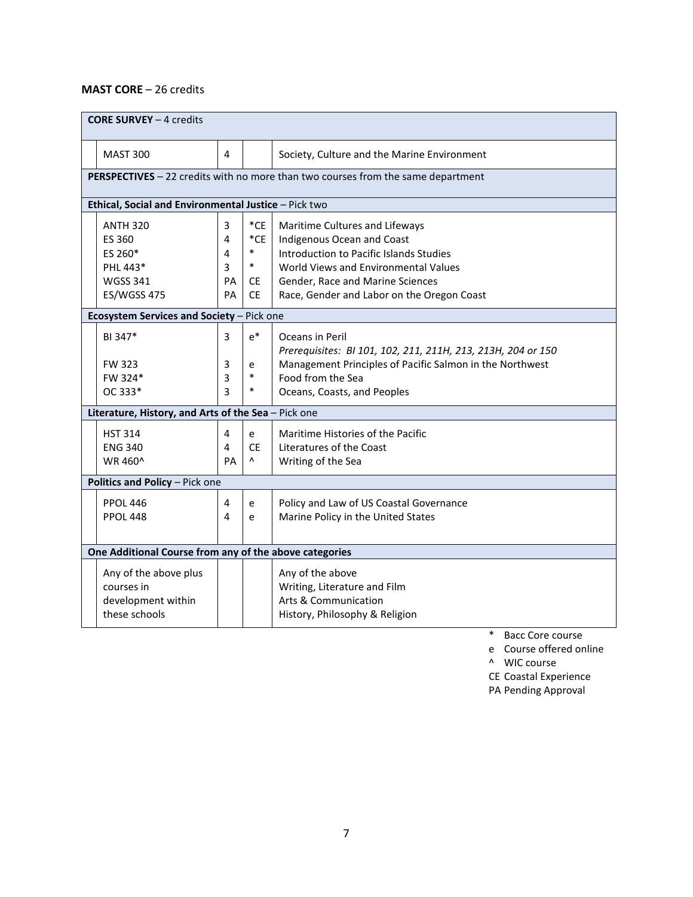**MAST CORE** – 26 credits

| Course | Credits | Notes | Title |
|---|---|---|---|
| **CORE SURVEY** – 4 credits | | | |
| MAST 300 | 4 | | Society, Culture and the Marine Environment |
| **PERSPECTIVES** – 22 credits with no more than two courses from the same department | | | |
| **Ethical, Social and Environmental Justice** – Pick two | | | |
| ANTH 320 | 3 | *CE | Maritime Cultures and Lifeways |
| ES 360 | 4 | *CE | Indigenous Ocean and Coast |
| ES 260* | 4 | * | Introduction to Pacific Islands Studies |
| PHL 443* | 3 | * | World Views and Environmental Values |
| WGSS 341 | PA | CE | Gender, Race and Marine Sciences |
| ES/WGSS 475 | PA | CE | Race, Gender and Labor on the Oregon Coast |
| **Ecosystem Services and Society** – Pick one | | | |
| BI 347* | 3 | e* | Oceans in Peril<br>*Prerequisites: BI 101, 102, 211, 211H, 213, 213H, 204 or 150* |
| FW 323 | 3 | e | Management Principles of Pacific Salmon in the Northwest |
| FW 324* | 3 | * | Food from the Sea |
| OC 333* | 3 | * | Oceans, Coasts, and Peoples |
| **Literature, History, and Arts of the Sea** – Pick one | | | |
| HST 314 | 4 | e | Maritime Histories of the Pacific |
| ENG 340 | 4 | CE | Literatures of the Coast |
| WR 460^ | PA | ^ | Writing of the Sea |
| **Politics and Policy** – Pick one | | | |
| PPOL 446 | 4 | e | Policy and Law of US Coastal Governance |
| PPOL 448 | 4 | e | Marine Policy in the United States |
| **One Additional Course from any of the above categories** | | | |
| Any of the above plus courses in development within these schools | | | Any of the above<br>Writing, Literature and Film<br>Arts & Communication<br>History, Philosophy & Religion |

\* Bacc Core course
e Course offered online
^ WIC course
CE Coastal Experience
PA Pending Approval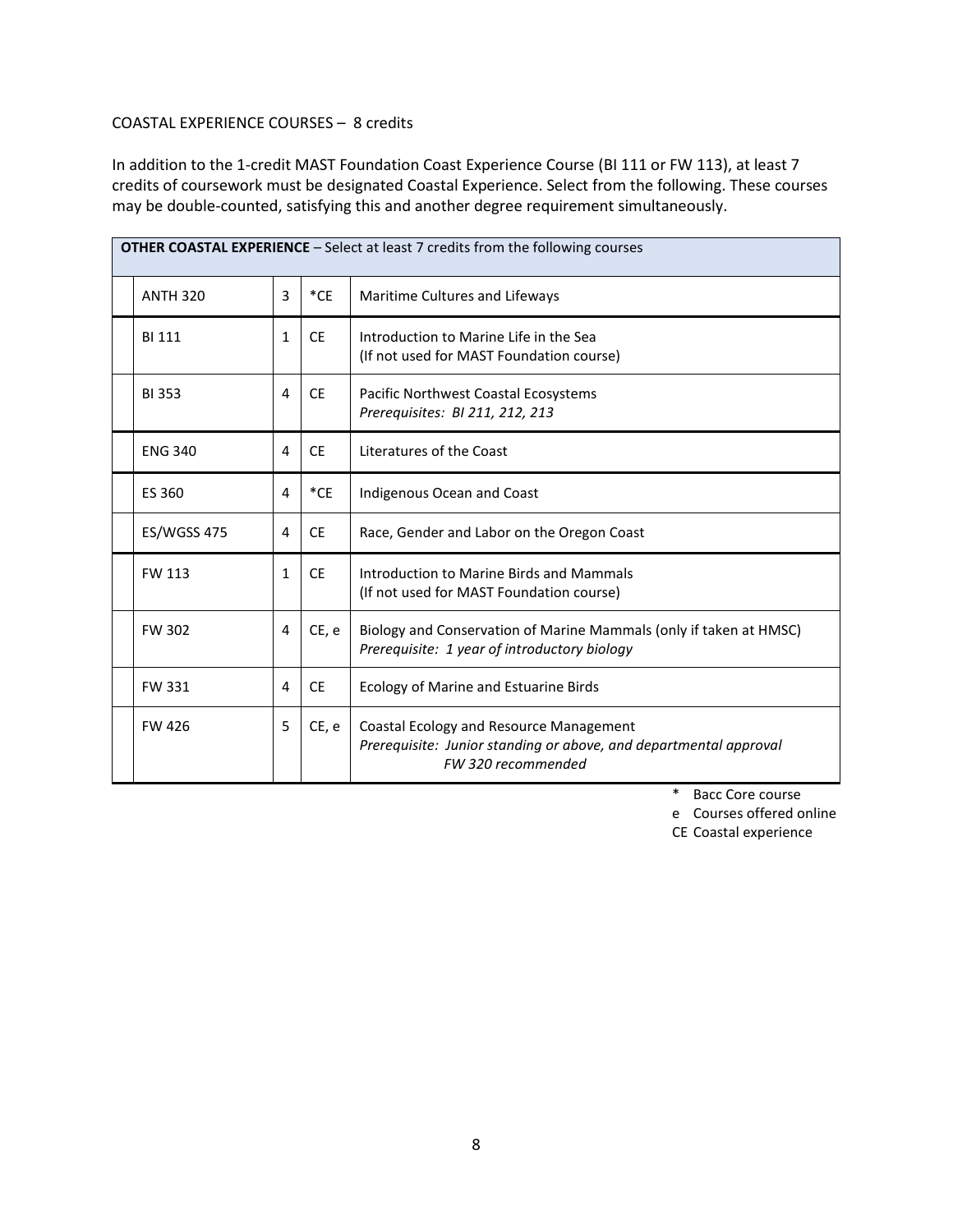COASTAL EXPERIENCE COURSES – 8 credits

In addition to the 1-credit MAST Foundation Coast Experience Course (BI 111 or FW 113), at least 7 credits of coursework must be designated Coastal Experience. Select from the following. These courses may be double-counted, satisfying this and another degree requirement simultaneously.

| **OTHER COASTAL EXPERIENCE** – Select at least 7 credits from the following courses | | | | |
|---|---|---|---|---|
| | ANTH 320 | 3 | *CE | Maritime Cultures and Lifeways |
| | BI 111 | 1 | CE | Introduction to Marine Life in the Sea<br>(If not used for MAST Foundation course) |
| | BI 353 | 4 | CE | Pacific Northwest Coastal Ecosystems<br>*Prerequisites: BI 211, 212, 213* |
| | ENG 340 | 4 | CE | Literatures of the Coast |
| | ES 360 | 4 | *CE | Indigenous Ocean and Coast |
| | ES/WGSS 475 | 4 | CE | Race, Gender and Labor on the Oregon Coast |
| | FW 113 | 1 | CE | Introduction to Marine Birds and Mammals<br>(If not used for MAST Foundation course) |
| | FW 302 | 4 | CE, e | Biology and Conservation of Marine Mammals (only if taken at HMSC)<br>*Prerequisite: 1 year of introductory biology* |
| | FW 331 | 4 | CE | Ecology of Marine and Estuarine Birds |
| | FW 426 | 5 | CE, e | Coastal Ecology and Resource Management<br>*Prerequisite: Junior standing or above, and departmental approval*<br>*FW 320 recommended* |

\* Bacc Core course
e Courses offered online
CE Coastal experience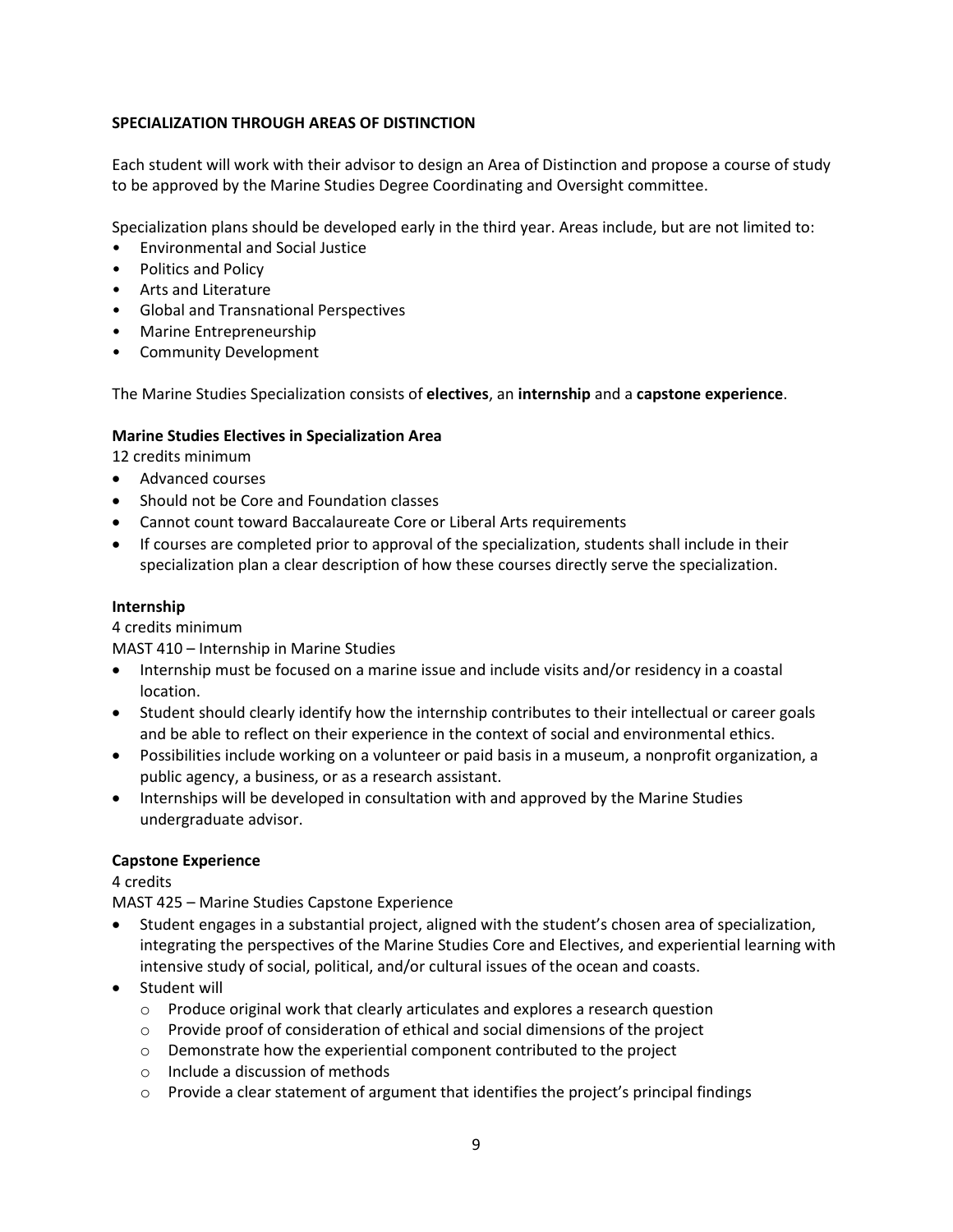## SPECIALIZATION THROUGH AREAS OF DISTINCTION

Each student will work with their advisor to design an Area of Distinction and propose a course of study to be approved by the Marine Studies Degree Coordinating and Oversight committee.

Specialization plans should be developed early in the third year. Areas include, but are not limited to:

- Environmental and Social Justice
- Politics and Policy
- Arts and Literature
- Global and Transnational Perspectives
- Marine Entrepreneurship
- Community Development

The Marine Studies Specialization consists of **electives**, an **internship** and a **capstone experience**.

### Marine Studies Electives in Specialization Area

12 credits minimum

- Advanced courses
- Should not be Core and Foundation classes
- Cannot count toward Baccalaureate Core or Liberal Arts requirements
- If courses are completed prior to approval of the specialization, students shall include in their specialization plan a clear description of how these courses directly serve the specialization.

### Internship

4 credits minimum

MAST 410 – Internship in Marine Studies

- Internship must be focused on a marine issue and include visits and/or residency in a coastal location.
- Student should clearly identify how the internship contributes to their intellectual or career goals and be able to reflect on their experience in the context of social and environmental ethics.
- Possibilities include working on a volunteer or paid basis in a museum, a nonprofit organization, a public agency, a business, or as a research assistant.
- Internships will be developed in consultation with and approved by the Marine Studies undergraduate advisor.

### Capstone Experience

4 credits

MAST 425 – Marine Studies Capstone Experience

- Student engages in a substantial project, aligned with the student's chosen area of specialization, integrating the perspectives of the Marine Studies Core and Electives, and experiential learning with intensive study of social, political, and/or cultural issues of the ocean and coasts.
- Student will
  - Produce original work that clearly articulates and explores a research question
  - Provide proof of consideration of ethical and social dimensions of the project
  - Demonstrate how the experiential component contributed to the project
  - Include a discussion of methods
  - Provide a clear statement of argument that identifies the project's principal findings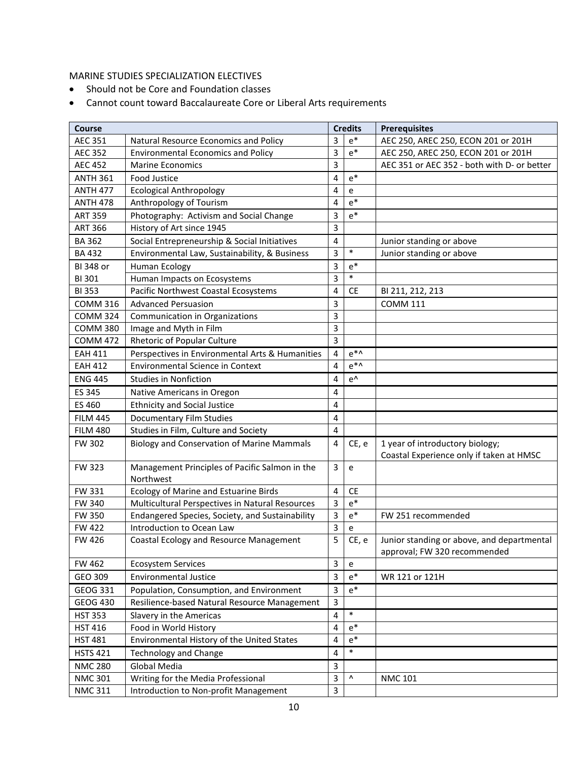MARINE STUDIES SPECIALIZATION ELECTIVES

- Should not be Core and Foundation classes
- Cannot count toward Baccalaureate Core or Liberal Arts requirements

| Course | | Credits | | Prerequisites |
|---|---|---|---|---|
| AEC 351 | Natural Resource Economics and Policy | 3 | e* | AEC 250, AREC 250, ECON 201 or 201H |
| AEC 352 | Environmental Economics and Policy | 3 | e* | AEC 250, AREC 250, ECON 201 or 201H |
| AEC 452 | Marine Economics | 3 | | AEC 351 or AEC 352 - both with D- or better |
| ANTH 361 | Food Justice | 4 | e* | |
| ANTH 477 | Ecological Anthropology | 4 | e | |
| ANTH 478 | Anthropology of Tourism | 4 | e* | |
| ART 359 | Photography: Activism and Social Change | 3 | e* | |
| ART 366 | History of Art since 1945 | 3 | | |
| BA 362 | Social Entrepreneurship & Social Initiatives | 4 | | Junior standing or above |
| BA 432 | Environmental Law, Sustainability, & Business | 3 | * | Junior standing or above |
| BI 348 or | Human Ecology | 3 | e* | |
| BI 301 | Human Impacts on Ecosystems | 3 | * | |
| BI 353 | Pacific Northwest Coastal Ecosystems | 4 | CE | BI 211, 212, 213 |
| COMM 316 | Advanced Persuasion | 3 | | COMM 111 |
| COMM 324 | Communication in Organizations | 3 | | |
| COMM 380 | Image and Myth in Film | 3 | | |
| COMM 472 | Rhetoric of Popular Culture | 3 | | |
| EAH 411 | Perspectives in Environmental Arts & Humanities | 4 | e*^ | |
| EAH 412 | Environmental Science in Context | 4 | e*^ | |
| ENG 445 | Studies in Nonfiction | 4 | e^ | |
| ES 345 | Native Americans in Oregon | 4 | | |
| ES 460 | Ethnicity and Social Justice | 4 | | |
| FILM 445 | Documentary Film Studies | 4 | | |
| FILM 480 | Studies in Film, Culture and Society | 4 | | |
| FW 302 | Biology and Conservation of Marine Mammals | 4 | CE, e | 1 year of introductory biology; Coastal Experience only if taken at HMSC |
| FW 323 | Management Principles of Pacific Salmon in the Northwest | 3 | e | |
| FW 331 | Ecology of Marine and Estuarine Birds | 4 | CE | |
| FW 340 | Multicultural Perspectives in Natural Resources | 3 | e* | |
| FW 350 | Endangered Species, Society, and Sustainability | 3 | e* | FW 251 recommended |
| FW 422 | Introduction to Ocean Law | 3 | e | |
| FW 426 | Coastal Ecology and Resource Management | 5 | CE, e | Junior standing or above, and departmental approval; FW 320 recommended |
| FW 462 | Ecosystem Services | 3 | e | |
| GEO 309 | Environmental Justice | 3 | e* | WR 121 or 121H |
| GEOG 331 | Population, Consumption, and Environment | 3 | e* | |
| GEOG 430 | Resilience-based Natural Resource Management | 3 | | |
| HST 353 | Slavery in the Americas | 4 | * | |
| HST 416 | Food in World History | 4 | e* | |
| HST 481 | Environmental History of the United States | 4 | e* | |
| HSTS 421 | Technology and Change | 4 | * | |
| NMC 280 | Global Media | 3 | | |
| NMC 301 | Writing for the Media Professional | 3 | ^ | NMC 101 |
| NMC 311 | Introduction to Non-profit Management | 3 | | |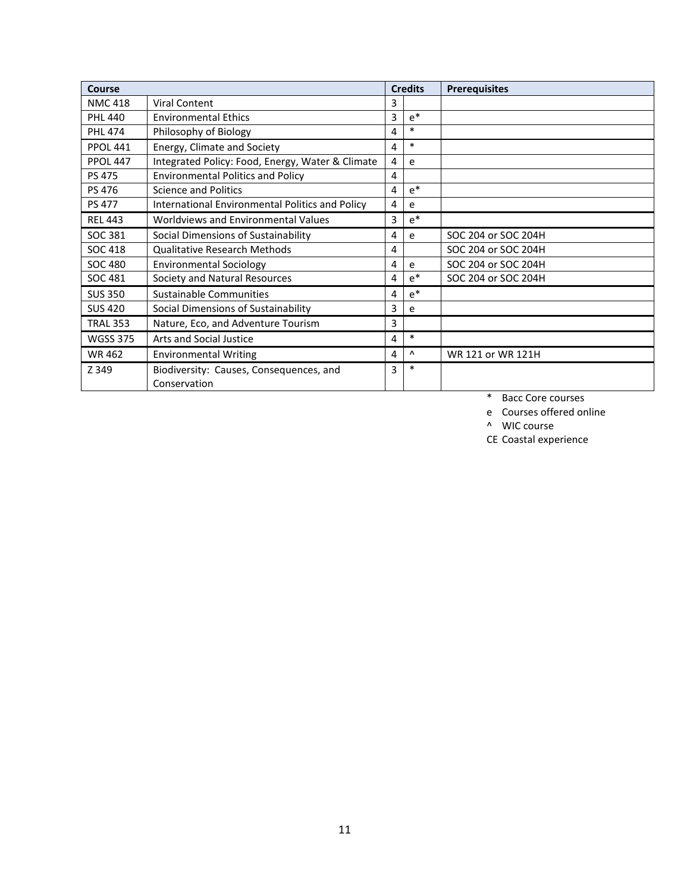| Course | | Credits | | Prerequisites |
|---|---|---|---|---|
| NMC 418 | Viral Content | 3 | | |
| PHL 440 | Environmental Ethics | 3 | e* | |
| PHL 474 | Philosophy of Biology | 4 | * | |
| PPOL 441 | Energy, Climate and Society | 4 | * | |
| PPOL 447 | Integrated Policy: Food, Energy, Water & Climate | 4 | e | |
| PS 475 | Environmental Politics and Policy | 4 | | |
| PS 476 | Science and Politics | 4 | e* | |
| PS 477 | International Environmental Politics and Policy | 4 | e | |
| REL 443 | Worldviews and Environmental Values | 3 | e* | |
| SOC 381 | Social Dimensions of Sustainability | 4 | e | SOC 204 or SOC 204H |
| SOC 418 | Qualitative Research Methods | 4 | | SOC 204 or SOC 204H |
| SOC 480 | Environmental Sociology | 4 | e | SOC 204 or SOC 204H |
| SOC 481 | Society and Natural Resources | 4 | e* | SOC 204 or SOC 204H |
| SUS 350 | Sustainable Communities | 4 | e* | |
| SUS 420 | Social Dimensions of Sustainability | 3 | e | |
| TRAL 353 | Nature, Eco, and Adventure Tourism | 3 | | |
| WGSS 375 | Arts and Social Justice | 4 | * | |
| WR 462 | Environmental Writing | 4 | ^ | WR 121 or WR 121H |
| Z 349 | Biodiversity: Causes, Consequences, and Conservation | 3 | * | |

\* Bacc Core courses
e Courses offered online
^ WIC course
CE Coastal experience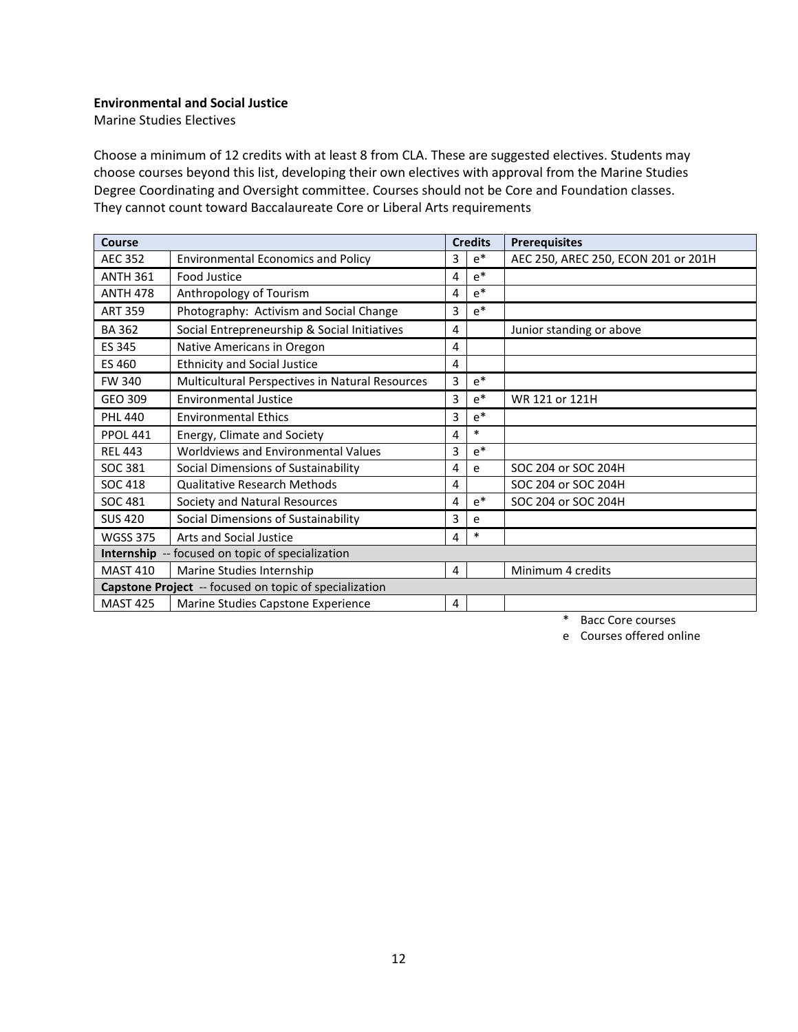**Environmental and Social Justice**

Marine Studies Electives

Choose a minimum of 12 credits with at least 8 from CLA. These are suggested electives. Students may choose courses beyond this list, developing their own electives with approval from the Marine Studies Degree Coordinating and Oversight committee. Courses should not be Core and Foundation classes. They cannot count toward Baccalaureate Core or Liberal Arts requirements

| Course | | Credits | | Prerequisites |
|---|---|---|---|---|
| AEC 352 | Environmental Economics and Policy | 3 | e* | AEC 250, AREC 250, ECON 201 or 201H |
| ANTH 361 | Food Justice | 4 | e* | |
| ANTH 478 | Anthropology of Tourism | 4 | e* | |
| ART 359 | Photography: Activism and Social Change | 3 | e* | |
| BA 362 | Social Entrepreneurship & Social Initiatives | 4 | | Junior standing or above |
| ES 345 | Native Americans in Oregon | 4 | | |
| ES 460 | Ethnicity and Social Justice | 4 | | |
| FW 340 | Multicultural Perspectives in Natural Resources | 3 | e* | |
| GEO 309 | Environmental Justice | 3 | e* | WR 121 or 121H |
| PHL 440 | Environmental Ethics | 3 | e* | |
| PPOL 441 | Energy, Climate and Society | 4 | * | |
| REL 443 | Worldviews and Environmental Values | 3 | e* | |
| SOC 381 | Social Dimensions of Sustainability | 4 | e | SOC 204 or SOC 204H |
| SOC 418 | Qualitative Research Methods | 4 | | SOC 204 or SOC 204H |
| SOC 481 | Society and Natural Resources | 4 | e* | SOC 204 or SOC 204H |
| SUS 420 | Social Dimensions of Sustainability | 3 | e | |
| WGSS 375 | Arts and Social Justice | 4 | * | |
| **Internship** -- focused on topic of specialization | | | | |
| MAST 410 | Marine Studies Internship | 4 | | Minimum 4 credits |
| **Capstone Project** -- focused on topic of specialization | | | | |
| MAST 425 | Marine Studies Capstone Experience | 4 | | |

\* Bacc Core courses

e Courses offered online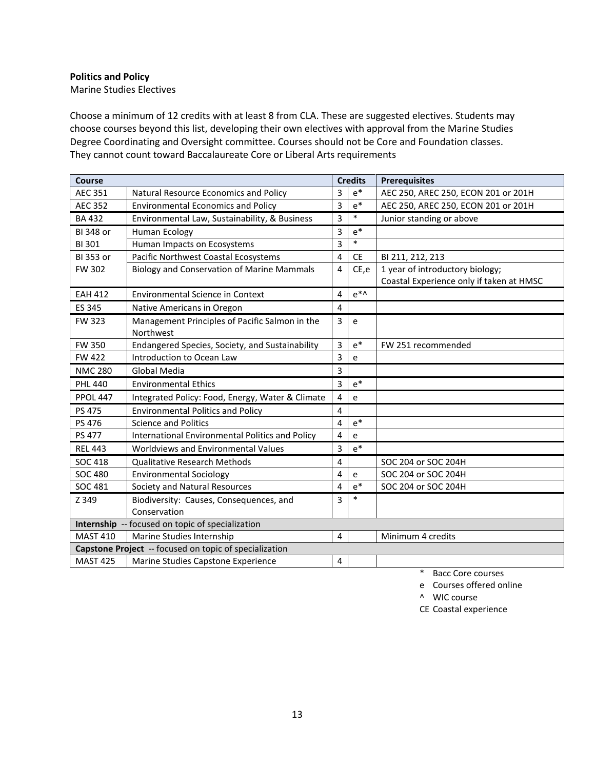**Politics and Policy**

Marine Studies Electives

Choose a minimum of 12 credits with at least 8 from CLA. These are suggested electives. Students may choose courses beyond this list, developing their own electives with approval from the Marine Studies Degree Coordinating and Oversight committee. Courses should not be Core and Foundation classes. They cannot count toward Baccalaureate Core or Liberal Arts requirements

| Course | | Credits | | Prerequisites |
|---|---|---|---|---|
| AEC 351 | Natural Resource Economics and Policy | 3 | e* | AEC 250, AREC 250, ECON 201 or 201H |
| AEC 352 | Environmental Economics and Policy | 3 | e* | AEC 250, AREC 250, ECON 201 or 201H |
| BA 432 | Environmental Law, Sustainability, & Business | 3 | * | Junior standing or above |
| BI 348 or | Human Ecology | 3 | e* | |
| BI 301 | Human Impacts on Ecosystems | 3 | * | |
| BI 353 or | Pacific Northwest Coastal Ecosystems | 4 | CE | BI 211, 212, 213 |
| FW 302 | Biology and Conservation of Marine Mammals | 4 | CE,e | 1 year of introductory biology; Coastal Experience only if taken at HMSC |
| EAH 412 | Environmental Science in Context | 4 | e*^ | |
| ES 345 | Native Americans in Oregon | 4 | | |
| FW 323 | Management Principles of Pacific Salmon in the Northwest | 3 | e | |
| FW 350 | Endangered Species, Society, and Sustainability | 3 | e* | FW 251 recommended |
| FW 422 | Introduction to Ocean Law | 3 | e | |
| NMC 280 | Global Media | 3 | | |
| PHL 440 | Environmental Ethics | 3 | e* | |
| PPOL 447 | Integrated Policy: Food, Energy, Water & Climate | 4 | e | |
| PS 475 | Environmental Politics and Policy | 4 | | |
| PS 476 | Science and Politics | 4 | e* | |
| PS 477 | International Environmental Politics and Policy | 4 | e | |
| REL 443 | Worldviews and Environmental Values | 3 | e* | |
| SOC 418 | Qualitative Research Methods | 4 | | SOC 204 or SOC 204H |
| SOC 480 | Environmental Sociology | 4 | e | SOC 204 or SOC 204H |
| SOC 481 | Society and Natural Resources | 4 | e* | SOC 204 or SOC 204H |
| Z 349 | Biodiversity: Causes, Consequences, and Conservation | 3 | * | |
| **Internship** -- focused on topic of specialization | | | | |
| MAST 410 | Marine Studies Internship | 4 | | Minimum 4 credits |
| **Capstone Project** -- focused on topic of specialization | | | | |
| MAST 425 | Marine Studies Capstone Experience | 4 | | |

\* Bacc Core courses
e Courses offered online
^ WIC course
CE Coastal experience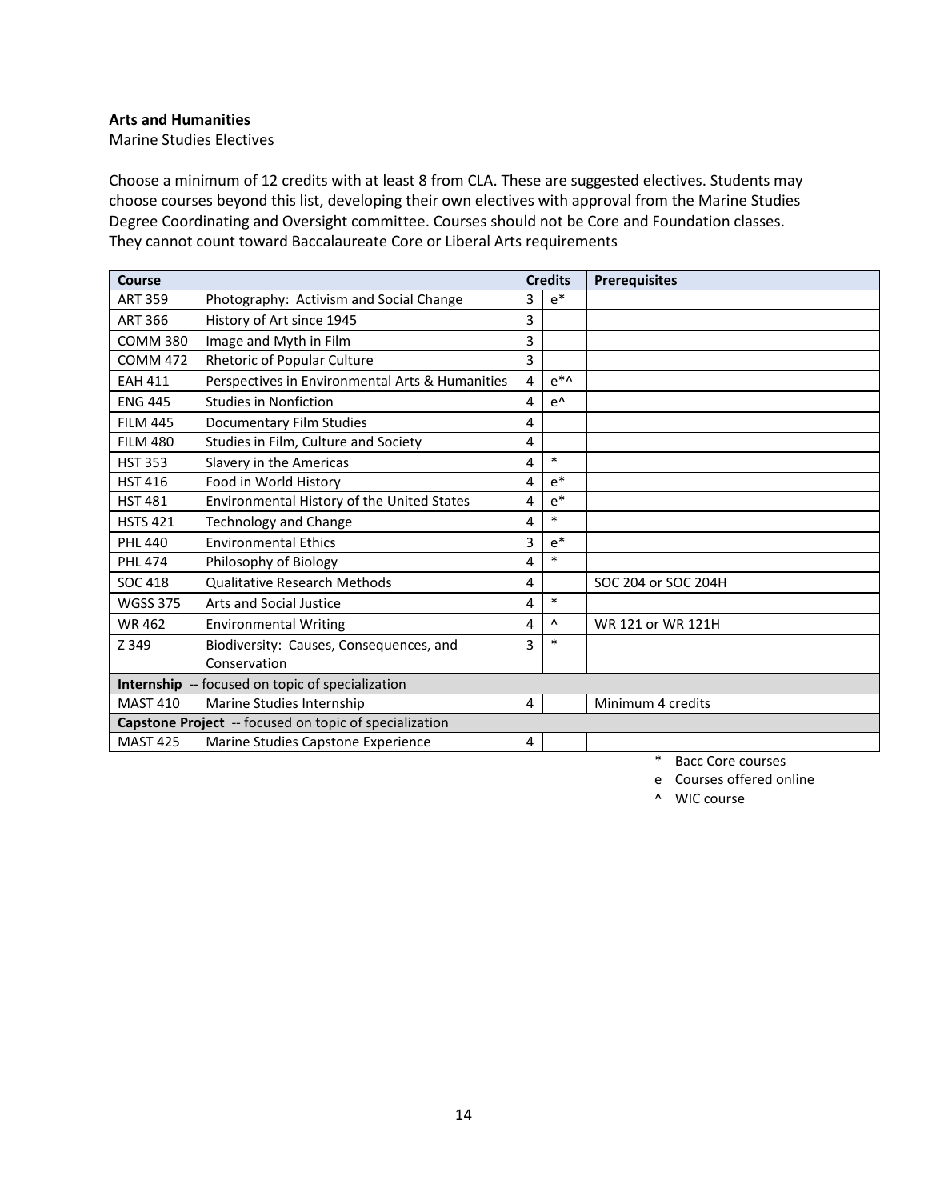**Arts and Humanities**

Marine Studies Electives

Choose a minimum of 12 credits with at least 8 from CLA. These are suggested electives. Students may choose courses beyond this list, developing their own electives with approval from the Marine Studies Degree Coordinating and Oversight committee. Courses should not be Core and Foundation classes. They cannot count toward Baccalaureate Core or Liberal Arts requirements

| Course | | Credits | | Prerequisites |
|---|---|---|---|---|
| ART 359 | Photography: Activism and Social Change | 3 | e* | |
| ART 366 | History of Art since 1945 | 3 | | |
| COMM 380 | Image and Myth in Film | 3 | | |
| COMM 472 | Rhetoric of Popular Culture | 3 | | |
| EAH 411 | Perspectives in Environmental Arts & Humanities | 4 | e*^ | |
| ENG 445 | Studies in Nonfiction | 4 | e^ | |
| FILM 445 | Documentary Film Studies | 4 | | |
| FILM 480 | Studies in Film, Culture and Society | 4 | | |
| HST 353 | Slavery in the Americas | 4 | * | |
| HST 416 | Food in World History | 4 | e* | |
| HST 481 | Environmental History of the United States | 4 | e* | |
| HSTS 421 | Technology and Change | 4 | * | |
| PHL 440 | Environmental Ethics | 3 | e* | |
| PHL 474 | Philosophy of Biology | 4 | * | |
| SOC 418 | Qualitative Research Methods | 4 | | SOC 204 or SOC 204H |
| WGSS 375 | Arts and Social Justice | 4 | * | |
| WR 462 | Environmental Writing | 4 | ^ | WR 121 or WR 121H |
| Z 349 | Biodiversity: Causes, Consequences, and Conservation | 3 | * | |
| **Internship** -- focused on topic of specialization | | | | |
| MAST 410 | Marine Studies Internship | 4 | | Minimum 4 credits |
| **Capstone Project** -- focused on topic of specialization | | | | |
| MAST 425 | Marine Studies Capstone Experience | 4 | | |

\* Bacc Core courses

e Courses offered online

^ WIC course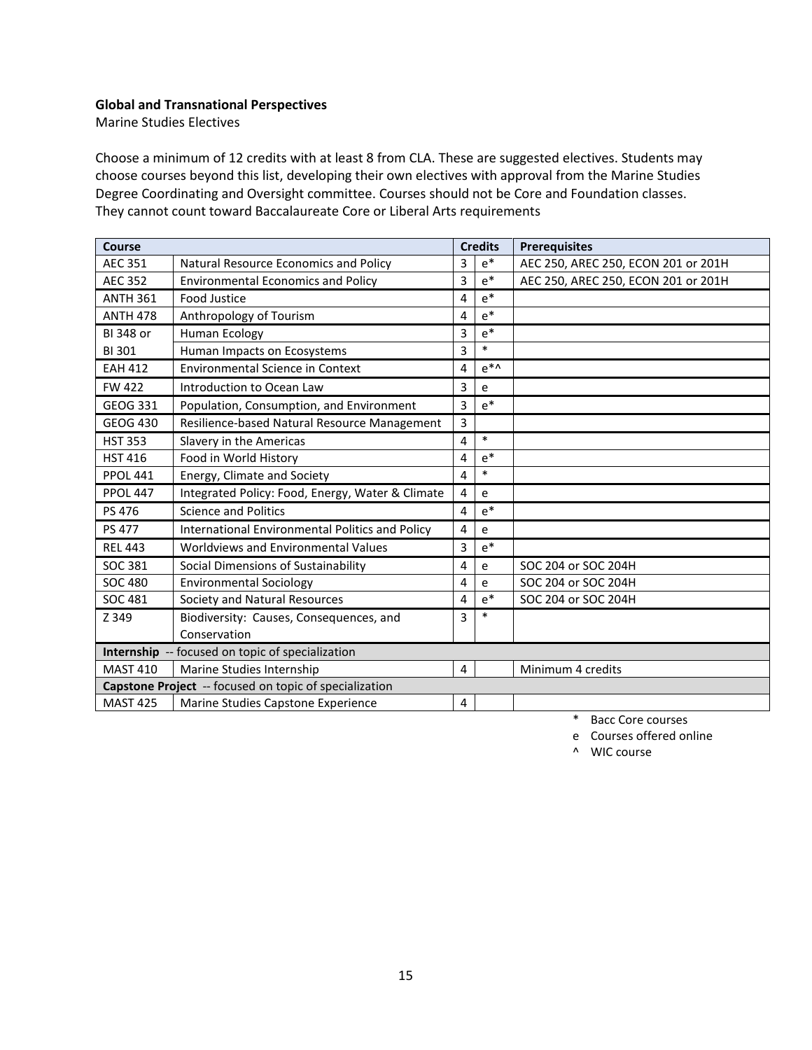**Global and Transnational Perspectives**

Marine Studies Electives

Choose a minimum of 12 credits with at least 8 from CLA. These are suggested electives. Students may choose courses beyond this list, developing their own electives with approval from the Marine Studies Degree Coordinating and Oversight committee. Courses should not be Core and Foundation classes. They cannot count toward Baccalaureate Core or Liberal Arts requirements

| Course | | Credits | | Prerequisites |
|---|---|---|---|---|
| AEC 351 | Natural Resource Economics and Policy | 3 | e* | AEC 250, AREC 250, ECON 201 or 201H |
| AEC 352 | Environmental Economics and Policy | 3 | e* | AEC 250, AREC 250, ECON 201 or 201H |
| ANTH 361 | Food Justice | 4 | e* | |
| ANTH 478 | Anthropology of Tourism | 4 | e* | |
| BI 348 or | Human Ecology | 3 | e* | |
| BI 301 | Human Impacts on Ecosystems | 3 | * | |
| EAH 412 | Environmental Science in Context | 4 | e*^ | |
| FW 422 | Introduction to Ocean Law | 3 | e | |
| GEOG 331 | Population, Consumption, and Environment | 3 | e* | |
| GEOG 430 | Resilience-based Natural Resource Management | 3 | | |
| HST 353 | Slavery in the Americas | 4 | * | |
| HST 416 | Food in World History | 4 | e* | |
| PPOL 441 | Energy, Climate and Society | 4 | * | |
| PPOL 447 | Integrated Policy: Food, Energy, Water & Climate | 4 | e | |
| PS 476 | Science and Politics | 4 | e* | |
| PS 477 | International Environmental Politics and Policy | 4 | e | |
| REL 443 | Worldviews and Environmental Values | 3 | e* | |
| SOC 381 | Social Dimensions of Sustainability | 4 | e | SOC 204 or SOC 204H |
| SOC 480 | Environmental Sociology | 4 | e | SOC 204 or SOC 204H |
| SOC 481 | Society and Natural Resources | 4 | e* | SOC 204 or SOC 204H |
| Z 349 | Biodiversity: Causes, Consequences, and Conservation | 3 | * | |
| **Internship** -- focused on topic of specialization | | | | |
| MAST 410 | Marine Studies Internship | 4 | | Minimum 4 credits |
| **Capstone Project** -- focused on topic of specialization | | | | |
| MAST 425 | Marine Studies Capstone Experience | 4 | | |

\* Bacc Core courses

e Courses offered online

^ WIC course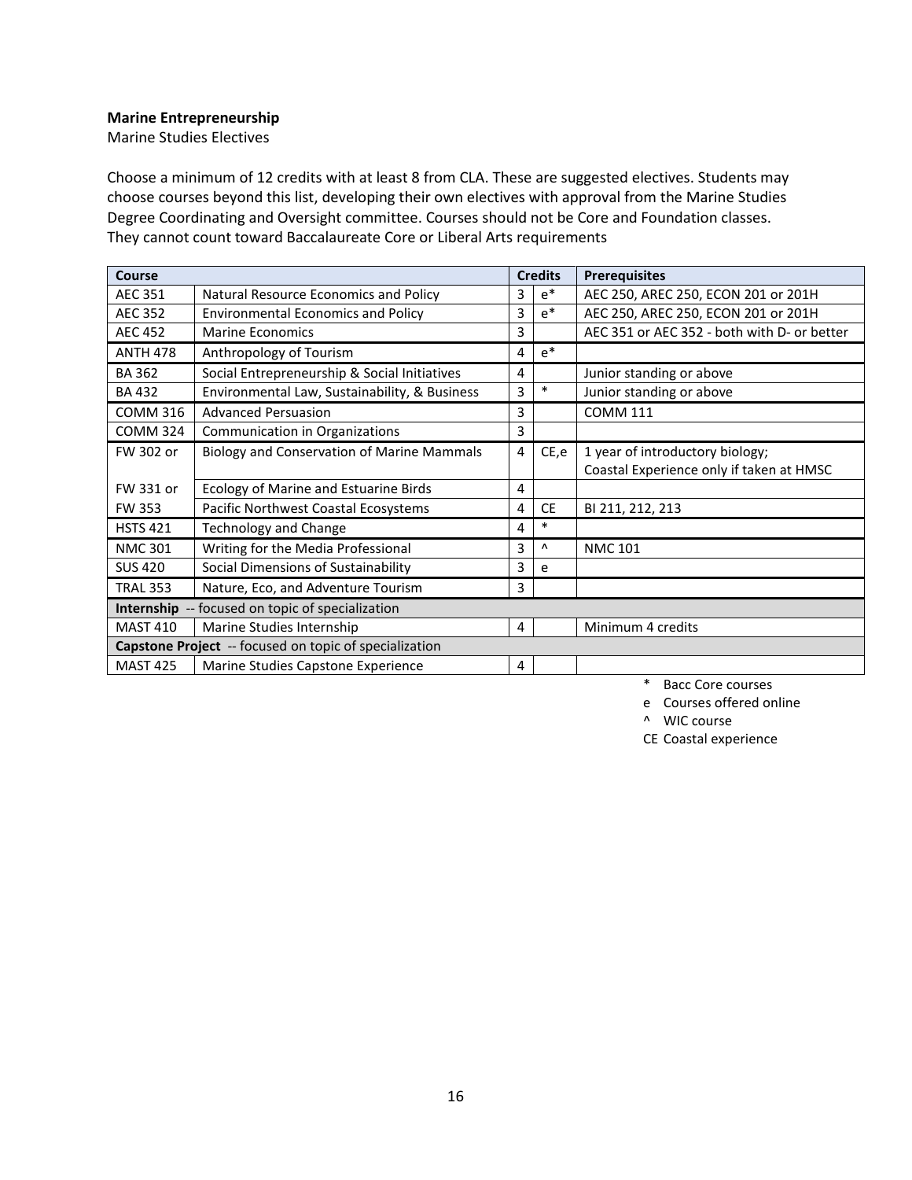**Marine Entrepreneurship**

Marine Studies Electives

Choose a minimum of 12 credits with at least 8 from CLA. These are suggested electives. Students may choose courses beyond this list, developing their own electives with approval from the Marine Studies Degree Coordinating and Oversight committee. Courses should not be Core and Foundation classes. They cannot count toward Baccalaureate Core or Liberal Arts requirements

| Course | | Credits | | Prerequisites |
|---|---|---|---|---|
| AEC 351 | Natural Resource Economics and Policy | 3 | e* | AEC 250, AREC 250, ECON 201 or 201H |
| AEC 352 | Environmental Economics and Policy | 3 | e* | AEC 250, AREC 250, ECON 201 or 201H |
| AEC 452 | Marine Economics | 3 | | AEC 351 or AEC 352 - both with D- or better |
| ANTH 478 | Anthropology of Tourism | 4 | e* | |
| BA 362 | Social Entrepreneurship & Social Initiatives | 4 | | Junior standing or above |
| BA 432 | Environmental Law, Sustainability, & Business | 3 | * | Junior standing or above |
| COMM 316 | Advanced Persuasion | 3 | | COMM 111 |
| COMM 324 | Communication in Organizations | 3 | | |
| FW 302 or | Biology and Conservation of Marine Mammals | 4 | CE,e | 1 year of introductory biology; Coastal Experience only if taken at HMSC |
| FW 331 or | Ecology of Marine and Estuarine Birds | 4 | | |
| FW 353 | Pacific Northwest Coastal Ecosystems | 4 | CE | BI 211, 212, 213 |
| HSTS 421 | Technology and Change | 4 | * | |
| NMC 301 | Writing for the Media Professional | 3 | ^ | NMC 101 |
| SUS 420 | Social Dimensions of Sustainability | 3 | e | |
| TRAL 353 | Nature, Eco, and Adventure Tourism | 3 | | |
| **Internship** -- focused on topic of specialization | | | | |
| MAST 410 | Marine Studies Internship | 4 | | Minimum 4 credits |
| **Capstone Project** -- focused on topic of specialization | | | | |
| MAST 425 | Marine Studies Capstone Experience | 4 | | |

\* Bacc Core courses
e Courses offered online
^ WIC course
CE Coastal experience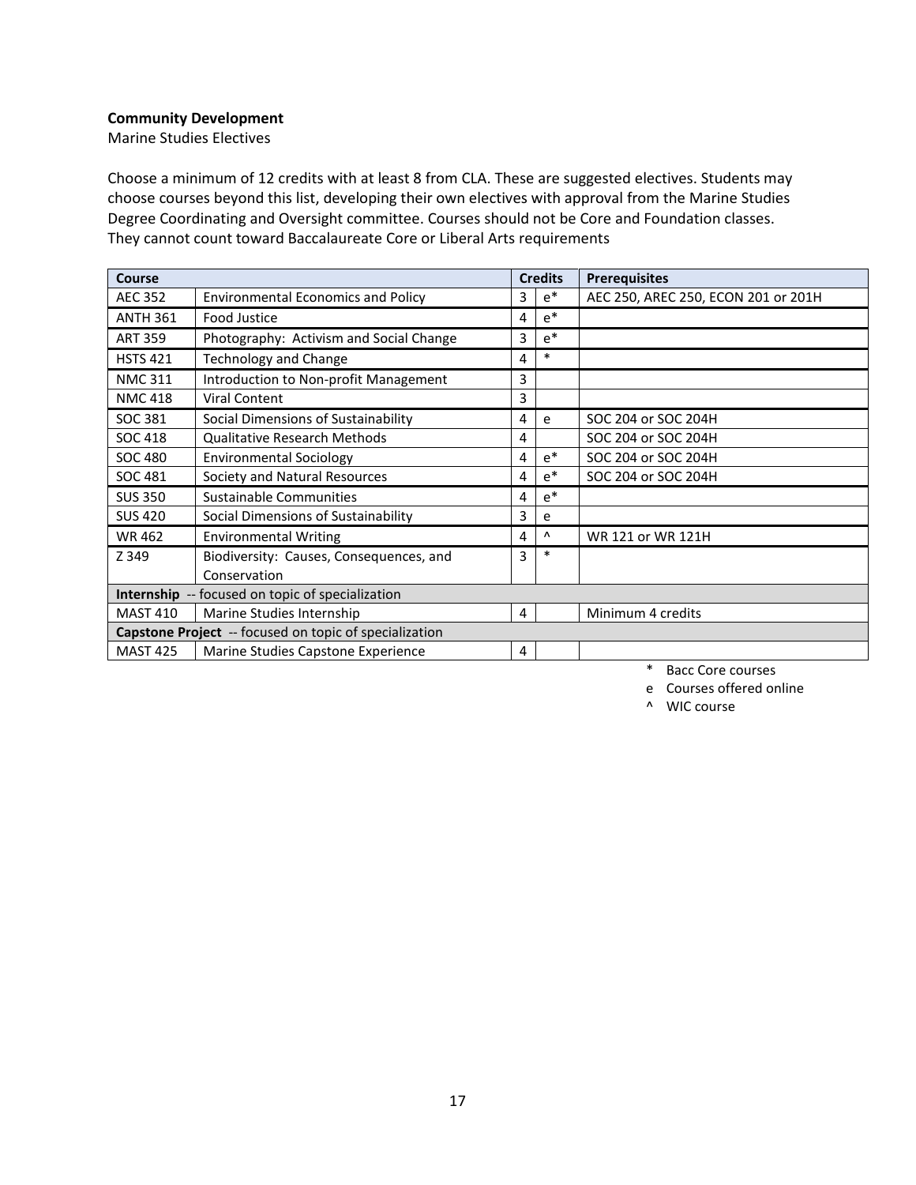**Community Development**

Marine Studies Electives

Choose a minimum of 12 credits with at least 8 from CLA. These are suggested electives. Students may choose courses beyond this list, developing their own electives with approval from the Marine Studies Degree Coordinating and Oversight committee. Courses should not be Core and Foundation classes. They cannot count toward Baccalaureate Core or Liberal Arts requirements

| Course | | Credits | | Prerequisites |
|---|---|---|---|---|
| AEC 352 | Environmental Economics and Policy | 3 | e* | AEC 250, AREC 250, ECON 201 or 201H |
| ANTH 361 | Food Justice | 4 | e* | |
| ART 359 | Photography: Activism and Social Change | 3 | e* | |
| HSTS 421 | Technology and Change | 4 | * | |
| NMC 311 | Introduction to Non-profit Management | 3 | | |
| NMC 418 | Viral Content | 3 | | |
| SOC 381 | Social Dimensions of Sustainability | 4 | e | SOC 204 or SOC 204H |
| SOC 418 | Qualitative Research Methods | 4 | | SOC 204 or SOC 204H |
| SOC 480 | Environmental Sociology | 4 | e* | SOC 204 or SOC 204H |
| SOC 481 | Society and Natural Resources | 4 | e* | SOC 204 or SOC 204H |
| SUS 350 | Sustainable Communities | 4 | e* | |
| SUS 420 | Social Dimensions of Sustainability | 3 | e | |
| WR 462 | Environmental Writing | 4 | ^ | WR 121 or WR 121H |
| Z 349 | Biodiversity: Causes, Consequences, and Conservation | 3 | * | |
| **Internship** -- focused on topic of specialization | | | | |
| MAST 410 | Marine Studies Internship | 4 | | Minimum 4 credits |
| **Capstone Project** -- focused on topic of specialization | | | | |
| MAST 425 | Marine Studies Capstone Experience | 4 | | |

\* Bacc Core courses

e Courses offered online

^ WIC course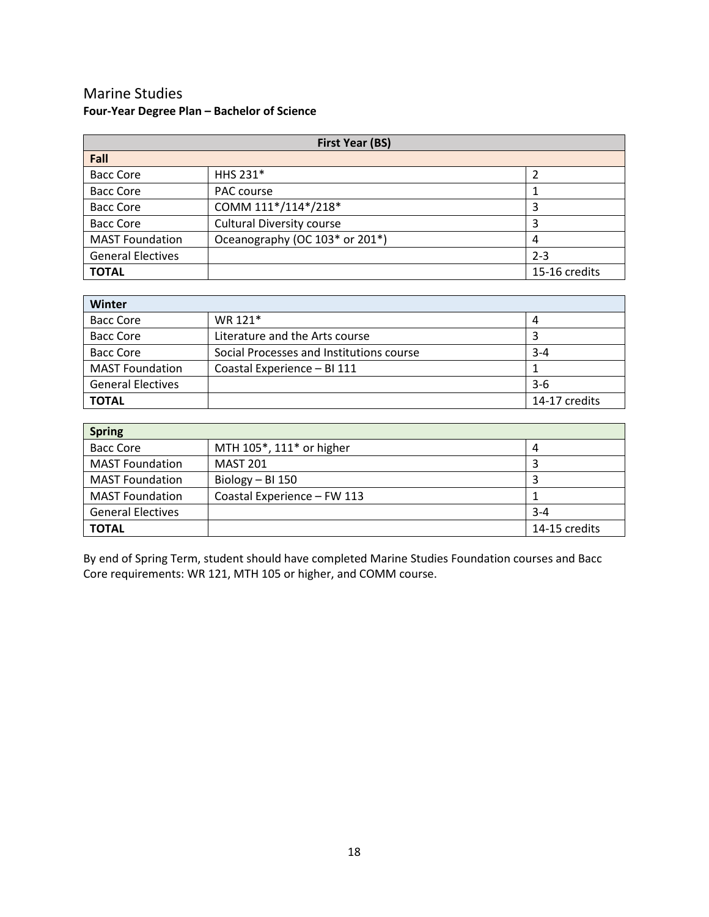## Marine Studies

**Four-Year Degree Plan – Bachelor of Science**

| First Year (BS) | | |
|---|---|---|
| **Fall** | | |
| Bacc Core | HHS 231* | 2 |
| Bacc Core | PAC course | 1 |
| Bacc Core | COMM 111*/114*/218* | 3 |
| Bacc Core | Cultural Diversity course | 3 |
| MAST Foundation | Oceanography (OC 103* or 201*) | 4 |
| General Electives | | 2-3 |
| **TOTAL** | | 15-16 credits |

| Winter | | |
|---|---|---|
| Bacc Core | WR 121* | 4 |
| Bacc Core | Literature and the Arts course | 3 |
| Bacc Core | Social Processes and Institutions course | 3-4 |
| MAST Foundation | Coastal Experience – BI 111 | 1 |
| General Electives | | 3-6 |
| **TOTAL** | | 14-17 credits |

| Spring | | |
|---|---|---|
| Bacc Core | MTH 105*, 111* or higher | 4 |
| MAST Foundation | MAST 201 | 3 |
| MAST Foundation | Biology – BI 150 | 3 |
| MAST Foundation | Coastal Experience – FW 113 | 1 |
| General Electives | | 3-4 |
| **TOTAL** | | 14-15 credits |

By end of Spring Term, student should have completed Marine Studies Foundation courses and Bacc Core requirements: WR 121, MTH 105 or higher, and COMM course.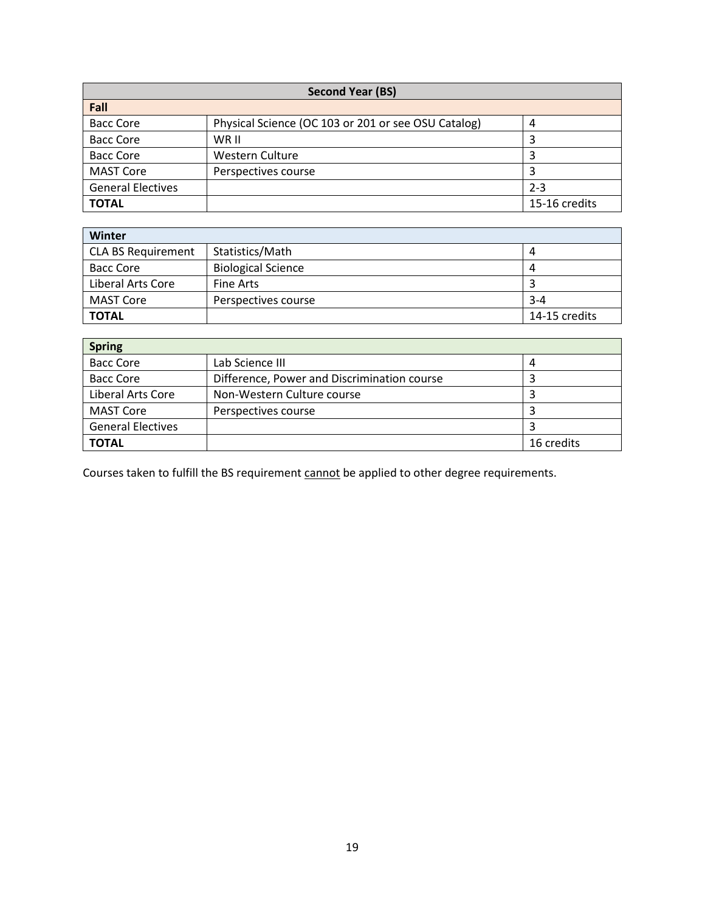| Second Year (BS) | | |
|---|---|---|
| **Fall** | | |
| Bacc Core | Physical Science (OC 103 or 201 or see OSU Catalog) | 4 |
| Bacc Core | WR II | 3 |
| Bacc Core | Western Culture | 3 |
| MAST Core | Perspectives course | 3 |
| General Electives | | 2-3 |
| **TOTAL** | | 15-16 credits |

| Winter | | |
|---|---|---|
| CLA BS Requirement | Statistics/Math | 4 |
| Bacc Core | Biological Science | 4 |
| Liberal Arts Core | Fine Arts | 3 |
| MAST Core | Perspectives course | 3-4 |
| **TOTAL** | | 14-15 credits |

| Spring | | |
|---|---|---|
| Bacc Core | Lab Science III | 4 |
| Bacc Core | Difference, Power and Discrimination course | 3 |
| Liberal Arts Core | Non-Western Culture course | 3 |
| MAST Core | Perspectives course | 3 |
| General Electives | | 3 |
| **TOTAL** | | 16 credits |

Courses taken to fulfill the BS requirement cannot be applied to other degree requirements.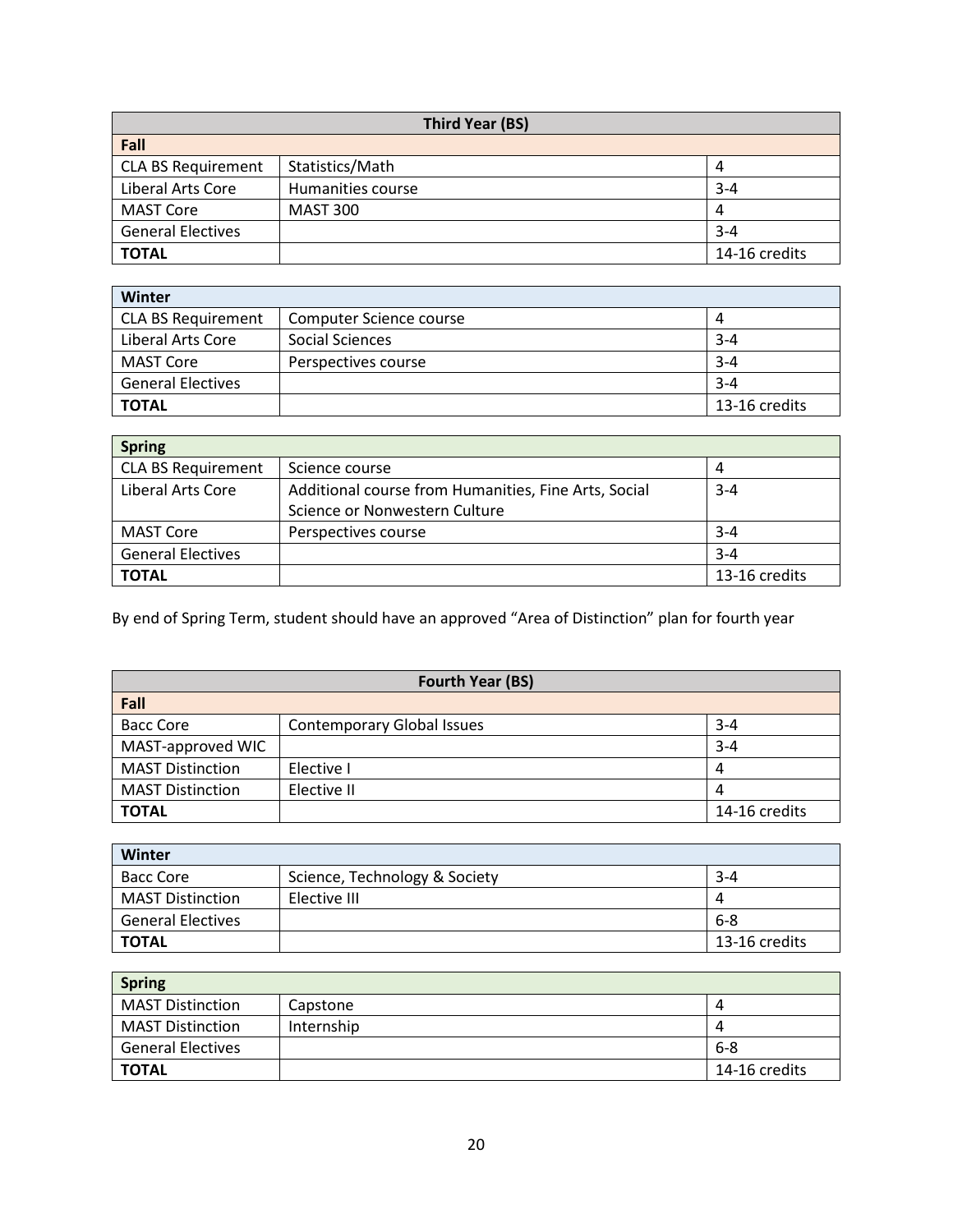| Third Year (BS) | | |
|---|---|---|
| **Fall** | | |
| CLA BS Requirement | Statistics/Math | 4 |
| Liberal Arts Core | Humanities course | 3-4 |
| MAST Core | MAST 300 | 4 |
| General Electives | | 3-4 |
| **TOTAL** | | 14-16 credits |

| Winter | | |
|---|---|---|
| CLA BS Requirement | Computer Science course | 4 |
| Liberal Arts Core | Social Sciences | 3-4 |
| MAST Core | Perspectives course | 3-4 |
| General Electives | | 3-4 |
| **TOTAL** | | 13-16 credits |

| Spring | | |
|---|---|---|
| CLA BS Requirement | Science course | 4 |
| Liberal Arts Core | Additional course from Humanities, Fine Arts, Social Science or Nonwestern Culture | 3-4 |
| MAST Core | Perspectives course | 3-4 |
| General Electives | | 3-4 |
| **TOTAL** | | 13-16 credits |

By end of Spring Term, student should have an approved "Area of Distinction" plan for fourth year

| Fourth Year (BS) | | |
|---|---|---|
| **Fall** | | |
| Bacc Core | Contemporary Global Issues | 3-4 |
| MAST-approved WIC | | 3-4 |
| MAST Distinction | Elective I | 4 |
| MAST Distinction | Elective II | 4 |
| **TOTAL** | | 14-16 credits |

| Winter | | |
|---|---|---|
| Bacc Core | Science, Technology & Society | 3-4 |
| MAST Distinction | Elective III | 4 |
| General Electives | | 6-8 |
| **TOTAL** | | 13-16 credits |

| Spring | | |
|---|---|---|
| MAST Distinction | Capstone | 4 |
| MAST Distinction | Internship | 4 |
| General Electives | | 6-8 |
| **TOTAL** | | 14-16 credits |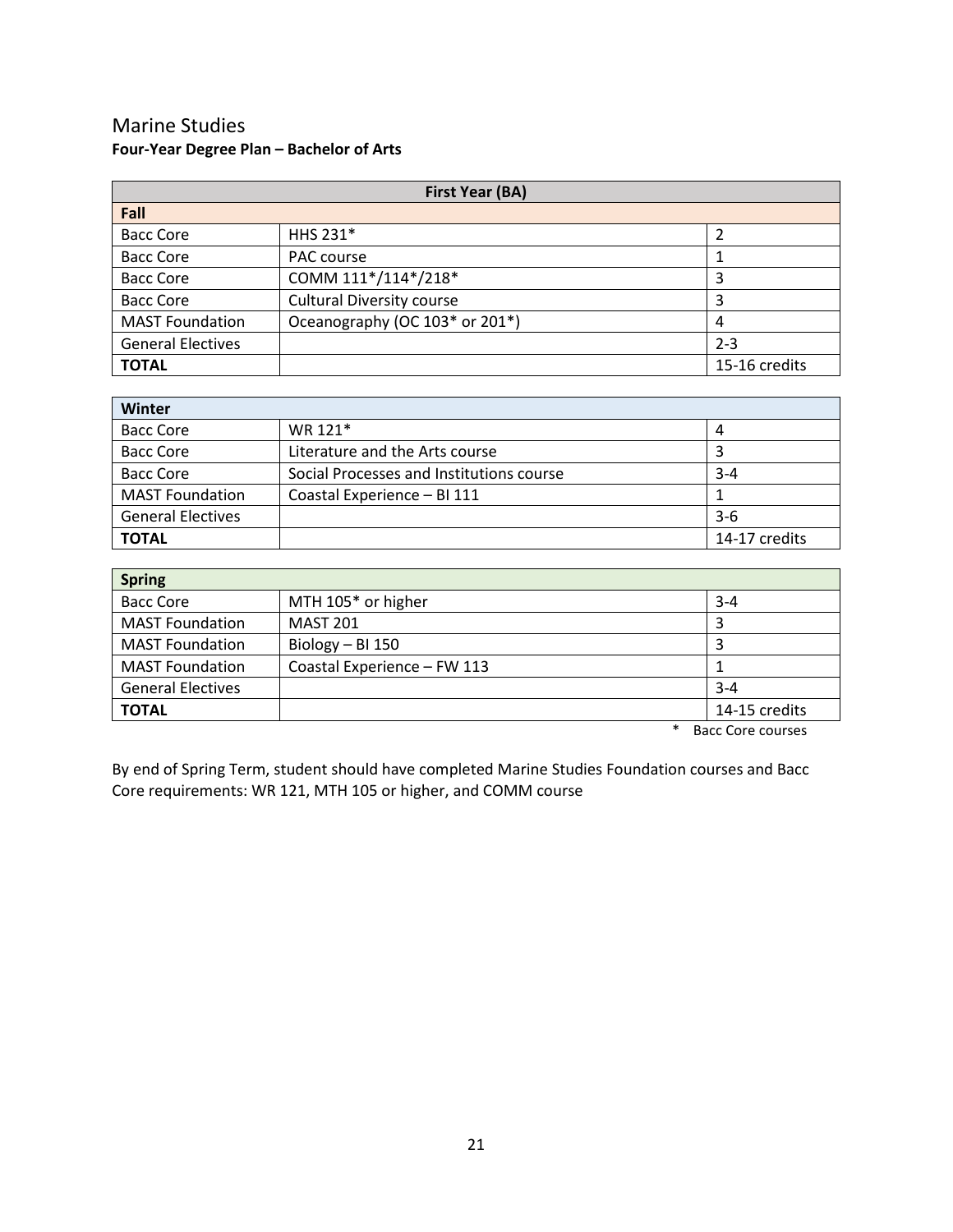# Marine Studies

**Four-Year Degree Plan – Bachelor of Arts**

| First Year (BA) | | |
|---|---|---|
| **Fall** | | |
| Bacc Core | HHS 231* | 2 |
| Bacc Core | PAC course | 1 |
| Bacc Core | COMM 111*/114*/218* | 3 |
| Bacc Core | Cultural Diversity course | 3 |
| MAST Foundation | Oceanography (OC 103* or 201*) | 4 |
| General Electives | | 2-3 |
| **TOTAL** | | 15-16 credits |

| Winter | | |
|---|---|---|
| Bacc Core | WR 121* | 4 |
| Bacc Core | Literature and the Arts course | 3 |
| Bacc Core | Social Processes and Institutions course | 3-4 |
| MAST Foundation | Coastal Experience – BI 111 | 1 |
| General Electives | | 3-6 |
| **TOTAL** | | 14-17 credits |

| Spring | | |
|---|---|---|
| Bacc Core | MTH 105* or higher | 3-4 |
| MAST Foundation | MAST 201 | 3 |
| MAST Foundation | Biology – BI 150 | 3 |
| MAST Foundation | Coastal Experience – FW 113 | 1 |
| General Electives | | 3-4 |
| **TOTAL** | | 14-15 credits |

\* Bacc Core courses

By end of Spring Term, student should have completed Marine Studies Foundation courses and Bacc Core requirements: WR 121, MTH 105 or higher, and COMM course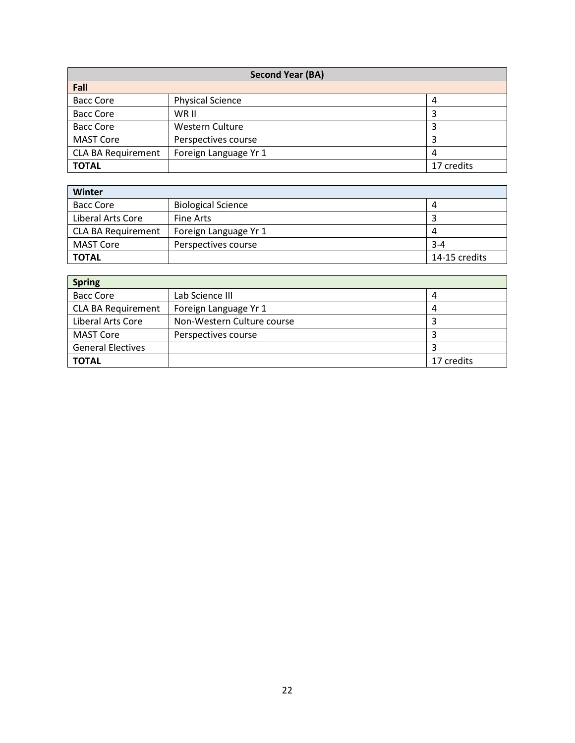| Second Year (BA) | | |
|---|---|---|
| **Fall** | | |
| Bacc Core | Physical Science | 4 |
| Bacc Core | WR II | 3 |
| Bacc Core | Western Culture | 3 |
| MAST Core | Perspectives course | 3 |
| CLA BA Requirement | Foreign Language Yr 1 | 4 |
| **TOTAL** | | 17 credits |

| Winter | | |
|---|---|---|
| Bacc Core | Biological Science | 4 |
| Liberal Arts Core | Fine Arts | 3 |
| CLA BA Requirement | Foreign Language Yr 1 | 4 |
| MAST Core | Perspectives course | 3-4 |
| **TOTAL** | | 14-15 credits |

| Spring | | |
|---|---|---|
| Bacc Core | Lab Science III | 4 |
| CLA BA Requirement | Foreign Language Yr 1 | 4 |
| Liberal Arts Core | Non-Western Culture course | 3 |
| MAST Core | Perspectives course | 3 |
| General Electives | | 3 |
| **TOTAL** | | 17 credits |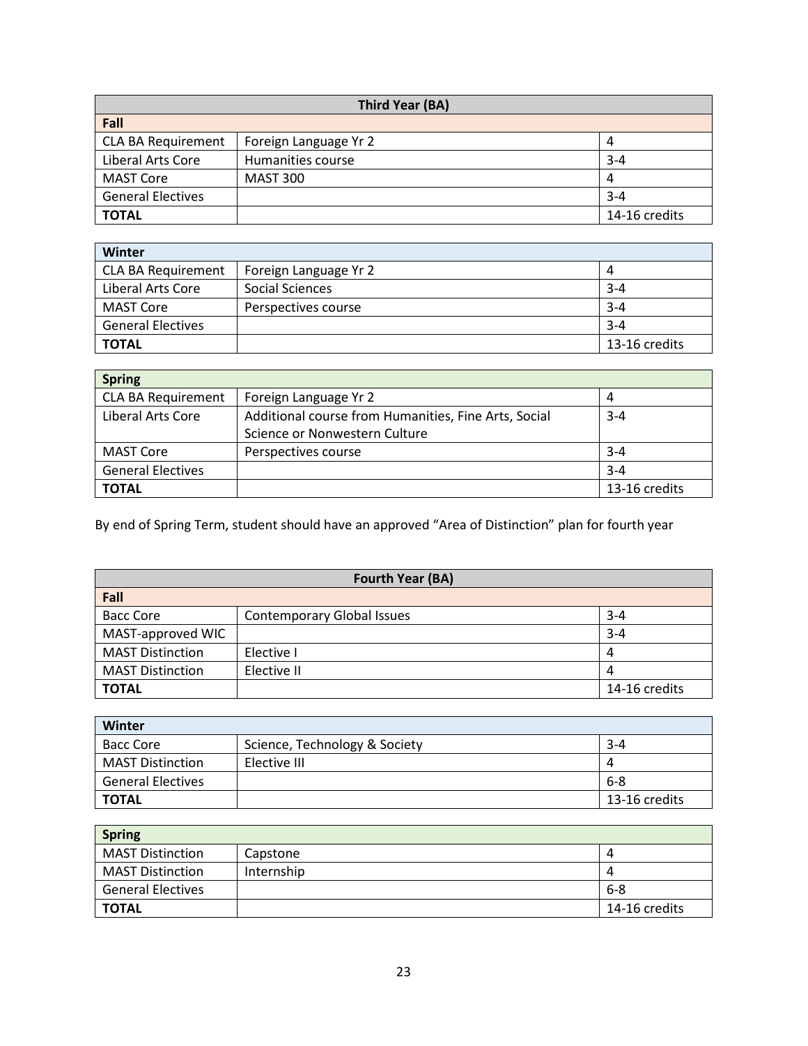| Third Year (BA) | | |
|---|---|---|
| **Fall** | | |
| CLA BA Requirement | Foreign Language Yr 2 | 4 |
| Liberal Arts Core | Humanities course | 3-4 |
| MAST Core | MAST 300 | 4 |
| General Electives | | 3-4 |
| **TOTAL** | | 14-16 credits |

| Winter | | |
|---|---|---|
| CLA BA Requirement | Foreign Language Yr 2 | 4 |
| Liberal Arts Core | Social Sciences | 3-4 |
| MAST Core | Perspectives course | 3-4 |
| General Electives | | 3-4 |
| **TOTAL** | | 13-16 credits |

| Spring | | |
|---|---|---|
| CLA BA Requirement | Foreign Language Yr 2 | 4 |
| Liberal Arts Core | Additional course from Humanities, Fine Arts, Social Science or Nonwestern Culture | 3-4 |
| MAST Core | Perspectives course | 3-4 |
| General Electives | | 3-4 |
| **TOTAL** | | 13-16 credits |

By end of Spring Term, student should have an approved "Area of Distinction" plan for fourth year

| Fourth Year (BA) | | |
|---|---|---|
| **Fall** | | |
| Bacc Core | Contemporary Global Issues | 3-4 |
| MAST-approved WIC | | 3-4 |
| MAST Distinction | Elective I | 4 |
| MAST Distinction | Elective II | 4 |
| **TOTAL** | | 14-16 credits |

| Winter | | |
|---|---|---|
| Bacc Core | Science, Technology & Society | 3-4 |
| MAST Distinction | Elective III | 4 |
| General Electives | | 6-8 |
| **TOTAL** | | 13-16 credits |

| Spring | | |
|---|---|---|
| MAST Distinction | Capstone | 4 |
| MAST Distinction | Internship | 4 |
| General Electives | | 6-8 |
| **TOTAL** | | 14-16 credits |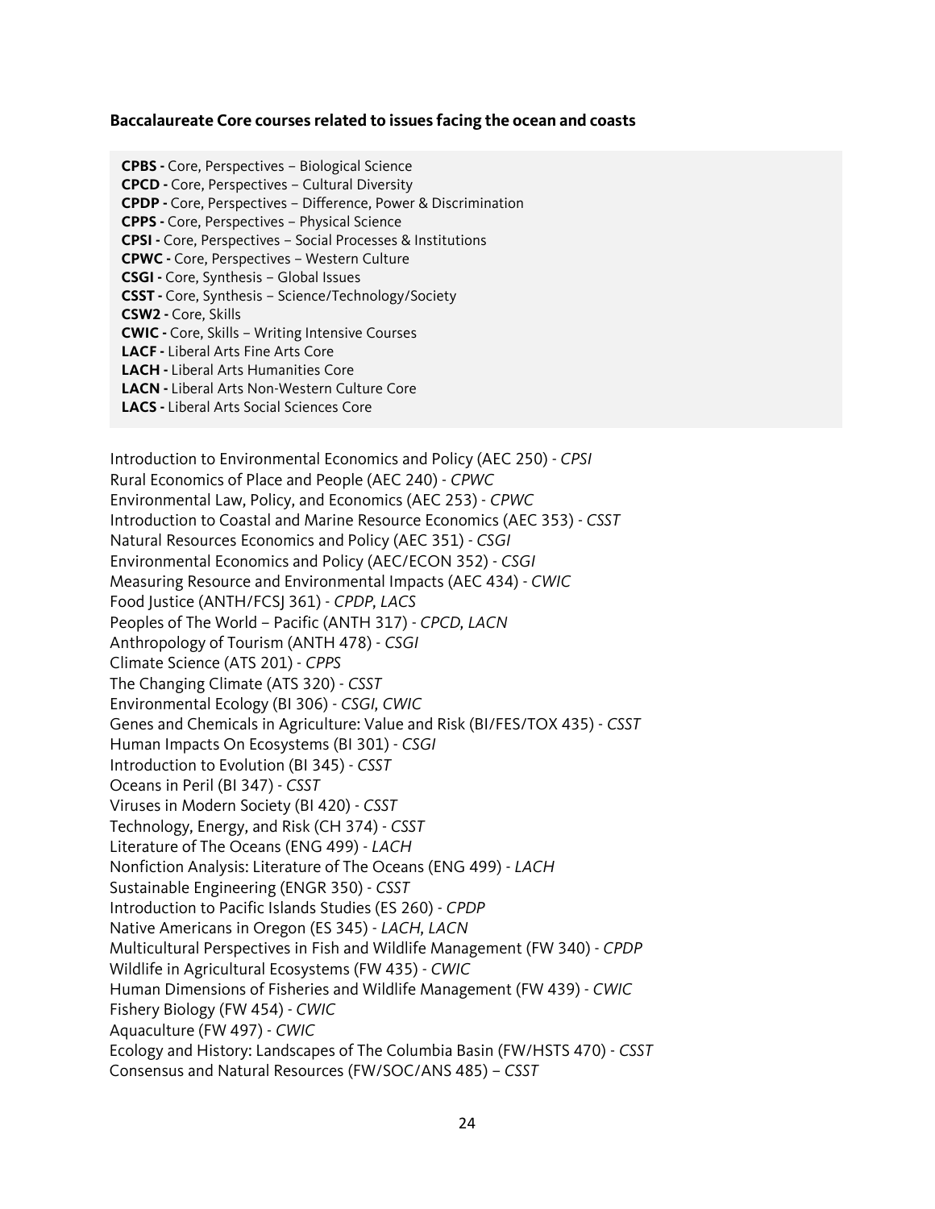**Baccalaureate Core courses related to issues facing the ocean and coasts**

**CPBS -** Core, Perspectives – Biological Science
**CPCD -** Core, Perspectives – Cultural Diversity
**CPDP -** Core, Perspectives – Difference, Power & Discrimination
**CPPS -** Core, Perspectives – Physical Science
**CPSI -** Core, Perspectives – Social Processes & Institutions
**CPWC -** Core, Perspectives – Western Culture
**CSGI -** Core, Synthesis – Global Issues
**CSST -** Core, Synthesis – Science/Technology/Society
**CSW2 -** Core, Skills
**CWIC -** Core, Skills – Writing Intensive Courses
**LACF -** Liberal Arts Fine Arts Core
**LACH -** Liberal Arts Humanities Core
**LACN -** Liberal Arts Non-Western Culture Core
**LACS -** Liberal Arts Social Sciences Core

Introduction to Environmental Economics and Policy (AEC 250) - *CPSI*
Rural Economics of Place and People (AEC 240) - *CPWC*
Environmental Law, Policy, and Economics (AEC 253) - *CPWC*
Introduction to Coastal and Marine Resource Economics (AEC 353) - *CSST*
Natural Resources Economics and Policy (AEC 351) - *CSGI*
Environmental Economics and Policy (AEC/ECON 352) - *CSGI*
Measuring Resource and Environmental Impacts (AEC 434) - *CWIC*
Food Justice (ANTH/FCSJ 361) - *CPDP, LACS*
Peoples of The World – Pacific (ANTH 317) - *CPCD, LACN*
Anthropology of Tourism (ANTH 478) - *CSGI*
Climate Science (ATS 201) - *CPPS*
The Changing Climate (ATS 320) - *CSST*
Environmental Ecology (BI 306) - *CSGI, CWIC*
Genes and Chemicals in Agriculture: Value and Risk (BI/FES/TOX 435) - *CSST*
Human Impacts On Ecosystems (BI 301) - *CSGI*
Introduction to Evolution (BI 345) - *CSST*
Oceans in Peril (BI 347) - *CSST*
Viruses in Modern Society (BI 420) - *CSST*
Technology, Energy, and Risk (CH 374) - *CSST*
Literature of The Oceans (ENG 499) - *LACH*
Nonfiction Analysis: Literature of The Oceans (ENG 499) - *LACH*
Sustainable Engineering (ENGR 350) - *CSST*
Introduction to Pacific Islands Studies (ES 260) - *CPDP*
Native Americans in Oregon (ES 345) - *LACH, LACN*
Multicultural Perspectives in Fish and Wildlife Management (FW 340) - *CPDP*
Wildlife in Agricultural Ecosystems (FW 435) - *CWIC*
Human Dimensions of Fisheries and Wildlife Management (FW 439) - *CWIC*
Fishery Biology (FW 454) - *CWIC*
Aquaculture (FW 497) - *CWIC*
Ecology and History: Landscapes of The Columbia Basin (FW/HSTS 470) - *CSST*
Consensus and Natural Resources (FW/SOC/ANS 485) – *CSST*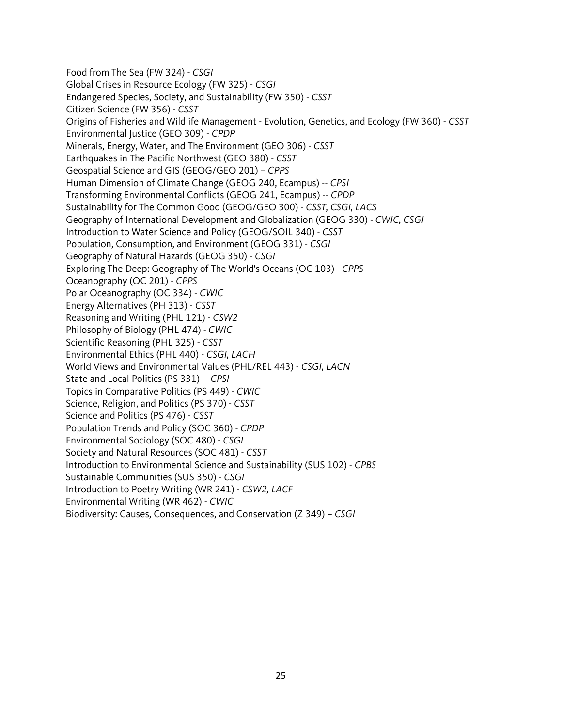Food from The Sea (FW 324) - *CSGI*
Global Crises in Resource Ecology (FW 325) - *CSGI*
Endangered Species, Society, and Sustainability (FW 350) - *CSST*
Citizen Science (FW 356) - *CSST*
Origins of Fisheries and Wildlife Management - Evolution, Genetics, and Ecology (FW 360) - *CSST*
Environmental Justice (GEO 309) - *CPDP*
Minerals, Energy, Water, and The Environment (GEO 306) - *CSST*
Earthquakes in The Pacific Northwest (GEO 380) - *CSST*
Geospatial Science and GIS (GEOG/GEO 201) – *CPPS*
Human Dimension of Climate Change (GEOG 240, Ecampus) -- *CPSI*
Transforming Environmental Conflicts (GEOG 241, Ecampus) -- *CPDP*
Sustainability for The Common Good (GEOG/GEO 300) - *CSST, CSGI, LACS*
Geography of International Development and Globalization (GEOG 330) - *CWIC, CSGI*
Introduction to Water Science and Policy (GEOG/SOIL 340) - *CSST*
Population, Consumption, and Environment (GEOG 331) - *CSGI*
Geography of Natural Hazards (GEOG 350) - *CSGI*
Exploring The Deep: Geography of The World's Oceans (OC 103) - *CPPS*
Oceanography (OC 201) - *CPPS*
Polar Oceanography (OC 334) - *CWIC*
Energy Alternatives (PH 313) - *CSST*
Reasoning and Writing (PHL 121) - *CSW2*
Philosophy of Biology (PHL 474) - *CWIC*
Scientific Reasoning (PHL 325) - *CSST*
Environmental Ethics (PHL 440) - *CSGI, LACH*
World Views and Environmental Values (PHL/REL 443) - *CSGI, LACN*
State and Local Politics (PS 331) -- *CPSI*
Topics in Comparative Politics (PS 449) - *CWIC*
Science, Religion, and Politics (PS 370) - *CSST*
Science and Politics (PS 476) - *CSST*
Population Trends and Policy (SOC 360) - *CPDP*
Environmental Sociology (SOC 480) - *CSGI*
Society and Natural Resources (SOC 481) - *CSST*
Introduction to Environmental Science and Sustainability (SUS 102) - *CPBS*
Sustainable Communities (SUS 350) - *CSGI*
Introduction to Poetry Writing (WR 241) - *CSW2, LACF*
Environmental Writing (WR 462) - *CWIC*
Biodiversity: Causes, Consequences, and Conservation (Z 349) – *CSGI*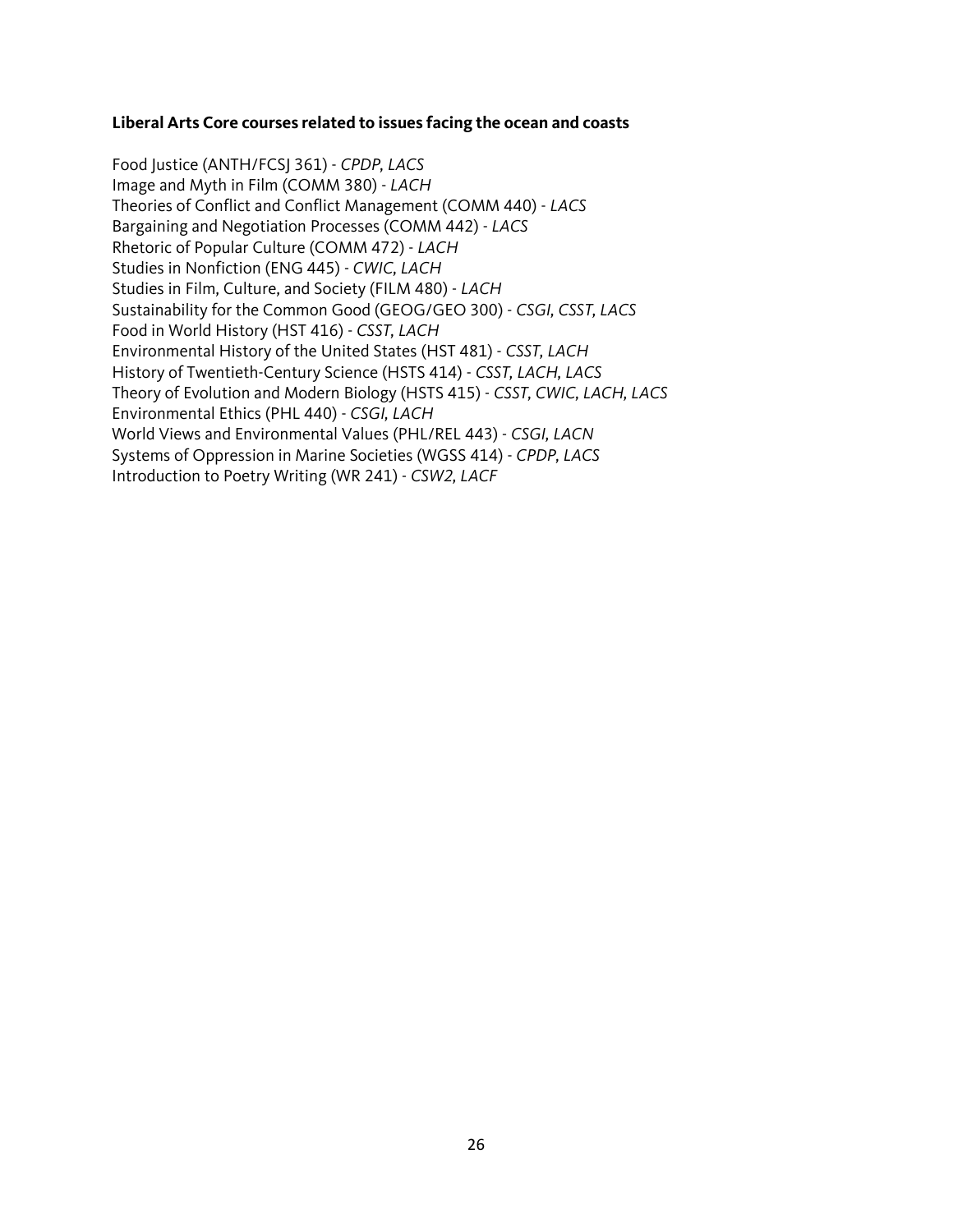**Liberal Arts Core courses related to issues facing the ocean and coasts**

Food Justice (ANTH/FCSJ 361) - *CPDP*, *LACS*
Image and Myth in Film (COMM 380) - *LACH*
Theories of Conflict and Conflict Management (COMM 440) - *LACS*
Bargaining and Negotiation Processes (COMM 442) - *LACS*
Rhetoric of Popular Culture (COMM 472) - *LACH*
Studies in Nonfiction (ENG 445) - *CWIC*, *LACH*
Studies in Film, Culture, and Society (FILM 480) - *LACH*
Sustainability for the Common Good (GEOG/GEO 300) - *CSGI*, *CSST*, *LACS*
Food in World History (HST 416) - *CSST*, *LACH*
Environmental History of the United States (HST 481) - *CSST*, *LACH*
History of Twentieth-Century Science (HSTS 414) - *CSST*, *LACH*, *LACS*
Theory of Evolution and Modern Biology (HSTS 415) - *CSST*, *CWIC*, *LACH*, *LACS*
Environmental Ethics (PHL 440) - *CSGI*, *LACH*
World Views and Environmental Values (PHL/REL 443) - *CSGI*, *LACN*
Systems of Oppression in Marine Societies (WGSS 414) - *CPDP*, *LACS*
Introduction to Poetry Writing (WR 241) - *CSW2*, *LACF*